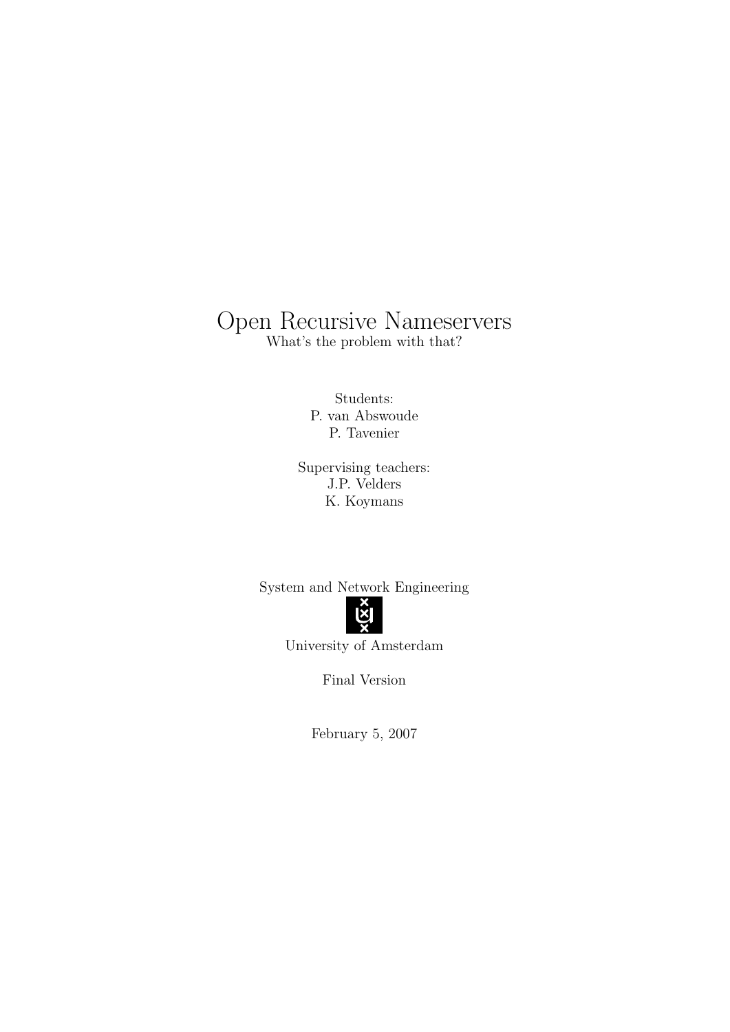# Open Recursive Nameservers

What's the problem with that?

Students:
P. van Abswoude
P. Tavenier

Supervising teachers:
J.P. Velders
K. Koymans

System and Network Engineering

University of Amsterdam

Final Version

February 5, 2007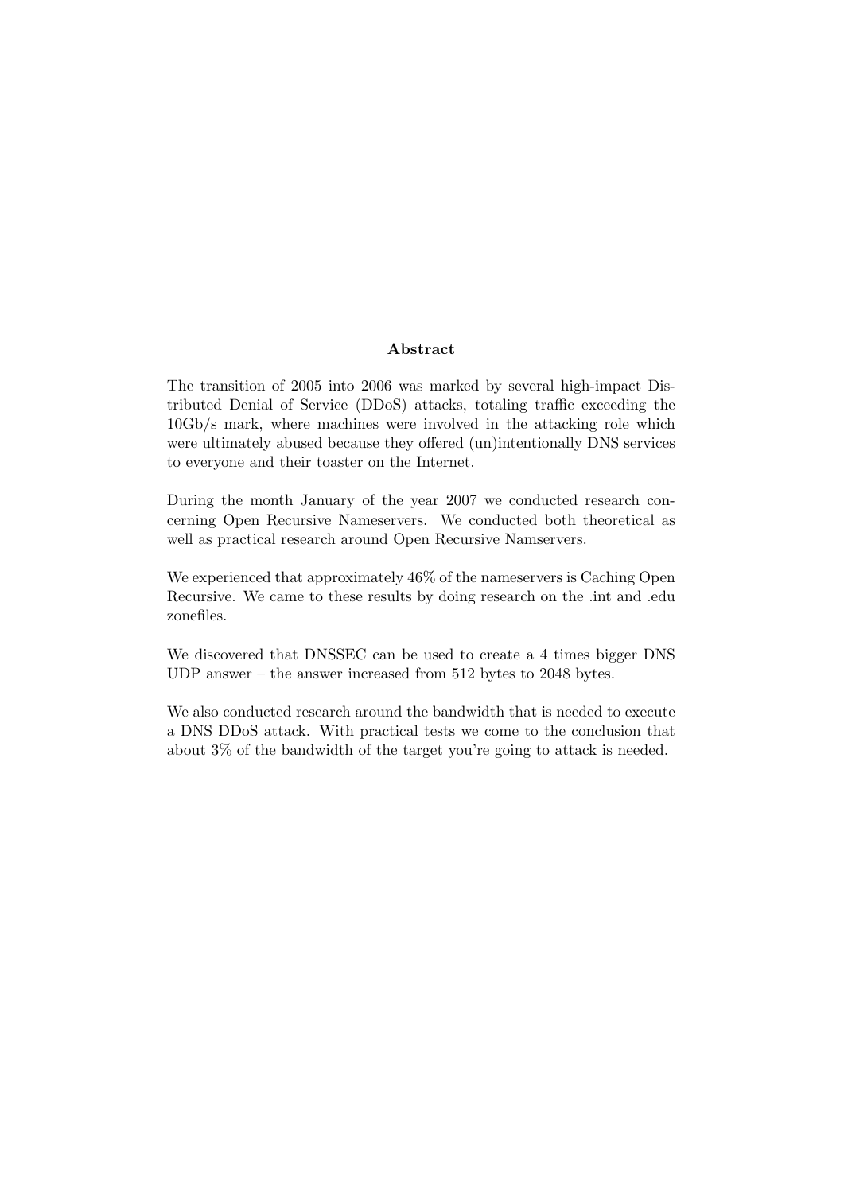## Abstract

The transition of 2005 into 2006 was marked by several high-impact Distributed Denial of Service (DDoS) attacks, totaling traffic exceeding the 10Gb/s mark, where machines were involved in the attacking role which were ultimately abused because they offered (un)intentionally DNS services to everyone and their toaster on the Internet.

During the month January of the year 2007 we conducted research concerning Open Recursive Nameservers. We conducted both theoretical as well as practical research around Open Recursive Namservers.

We experienced that approximately 46% of the nameservers is Caching Open Recursive. We came to these results by doing research on the .int and .edu zonefiles.

We discovered that DNSSEC can be used to create a 4 times bigger DNS UDP answer – the answer increased from 512 bytes to 2048 bytes.

We also conducted research around the bandwidth that is needed to execute a DNS DDoS attack. With practical tests we come to the conclusion that about 3% of the bandwidth of the target you're going to attack is needed.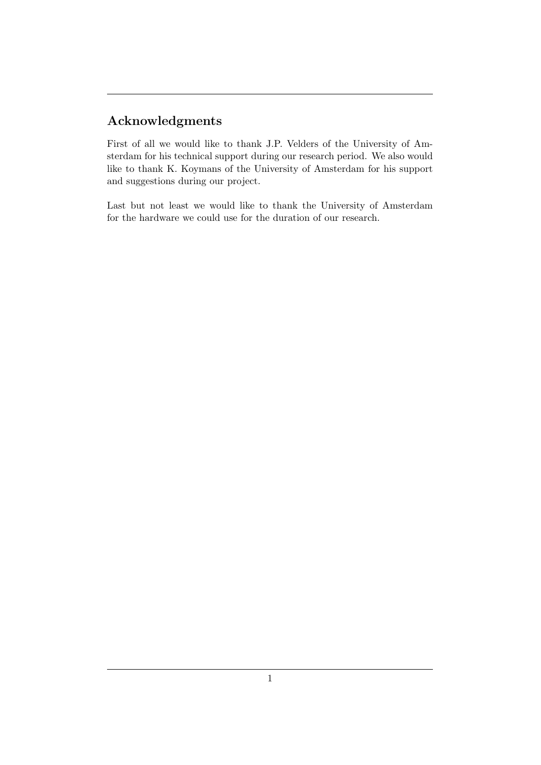## Acknowledgments

First of all we would like to thank J.P. Velders of the University of Amsterdam for his technical support during our research period. We also would like to thank K. Koymans of the University of Amsterdam for his support and suggestions during our project.

Last but not least we would like to thank the University of Amsterdam for the hardware we could use for the duration of our research.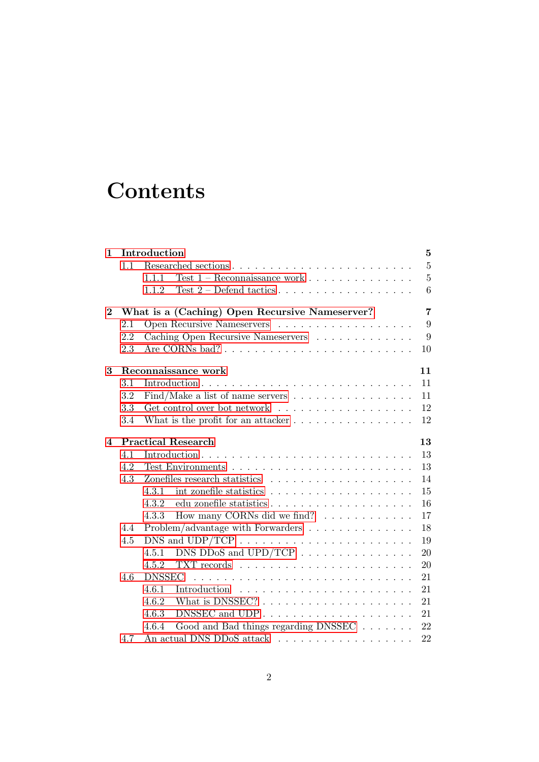# Contents

**1 Introduction** **5**
- 1.1 Researched sections . . . . . . . . . . . . . . . . . . . . . . . . 5
  - 1.1.1 Test 1 – Reconnaissance work . . . . . . . . . . . . . . . 5
  - 1.1.2 Test 2 – Defend tactics . . . . . . . . . . . . . . . . . . 6

**2 What is a (Caching) Open Recursive Nameserver?** **7**
- 2.1 Open Recursive Nameservers . . . . . . . . . . . . . . . . . . . 9
- 2.2 Caching Open Recursive Nameservers . . . . . . . . . . . . . . 9
- 2.3 Are CORNs bad? . . . . . . . . . . . . . . . . . . . . . . . . . 10

**3 Reconnaissance work** **11**
- 3.1 Introduction . . . . . . . . . . . . . . . . . . . . . . . . . . . 11
- 3.2 Find/Make a list of name servers . . . . . . . . . . . . . . . . 11
- 3.3 Get control over bot network . . . . . . . . . . . . . . . . . . 12
- 3.4 What is the profit for an attacker . . . . . . . . . . . . . . . . 12

**4 Practical Research** **13**
- 4.1 Introduction . . . . . . . . . . . . . . . . . . . . . . . . . . . 13
- 4.2 Test Environments . . . . . . . . . . . . . . . . . . . . . . . . 13
- 4.3 Zonefiles research statistics . . . . . . . . . . . . . . . . . . . 14
  - 4.3.1 int zonefile statistics . . . . . . . . . . . . . . . . . . . 15
  - 4.3.2 edu zonefile statistics . . . . . . . . . . . . . . . . . . . 16
  - 4.3.3 How many CORNs did we find? . . . . . . . . . . . . . 17
- 4.4 Problem/advantage with Forwarders . . . . . . . . . . . . . . . 18
- 4.5 DNS and UDP/TCP . . . . . . . . . . . . . . . . . . . . . . . 19
  - 4.5.1 DNS DDoS and UPD/TCP . . . . . . . . . . . . . . . . 20
  - 4.5.2 TXT records . . . . . . . . . . . . . . . . . . . . . . . 20
- 4.6 DNSSEC . . . . . . . . . . . . . . . . . . . . . . . . . . . . . 21
  - 4.6.1 Introduction . . . . . . . . . . . . . . . . . . . . . . . 21
  - 4.6.2 What is DNSSEC? . . . . . . . . . . . . . . . . . . . . 21
  - 4.6.3 DNSSEC and UDP . . . . . . . . . . . . . . . . . . . . 21
  - 4.6.4 Good and Bad things regarding DNSSEC . . . . . . . 22
- 4.7 An actual DNS DDoS attack . . . . . . . . . . . . . . . . . . . 22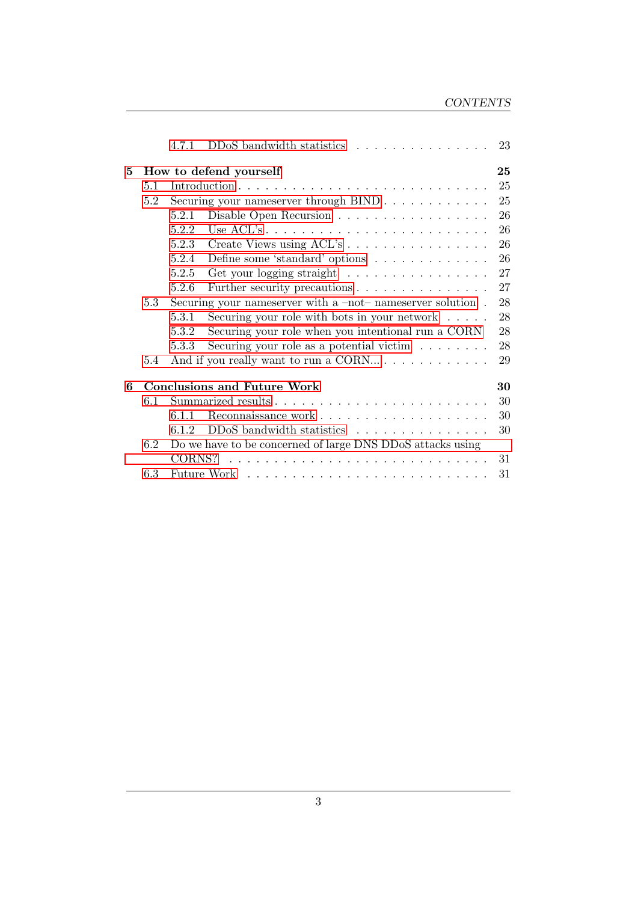4.7.1 DDoS bandwidth statistics . . . . . . . . . . . . . . . 23

**5 How to defend yourself** **25**

5.1 Introduction . . . . . . . . . . . . . . . . . . . . . . . . . . 25

5.2 Securing your nameserver through BIND . . . . . . . . . . . . 25

5.2.1 Disable Open Recursion . . . . . . . . . . . . . . . . . 26

5.2.2 Use ACL's . . . . . . . . . . . . . . . . . . . . . . . . 26

5.2.3 Create Views using ACL's . . . . . . . . . . . . . . . . 26

5.2.4 Define some 'standard' options . . . . . . . . . . . . . 26

5.2.5 Get your logging straight . . . . . . . . . . . . . . . . 27

5.2.6 Further security precautions . . . . . . . . . . . . . . . 27

5.3 Securing your nameserver with a –not– nameserver solution . 28

5.3.1 Securing your role with bots in your network . . . . . 28

5.3.2 Securing your role when you intentional run a CORN 28

5.3.3 Securing your role as a potential victim . . . . . . . . 28

5.4 And if you really want to run a CORN... . . . . . . . . . . . . 29

**6 Conclusions and Future Work** **30**

6.1 Summarized results . . . . . . . . . . . . . . . . . . . . . . . 30

6.1.1 Reconnaissance work . . . . . . . . . . . . . . . . . . . 30

6.1.2 DDoS bandwidth statistics . . . . . . . . . . . . . . . 30

6.2 Do we have to be concerned of large DNS DDoS attacks using CORNS? . . . . . . . . . . . . . . . . . . . . . . . . . . . . . 31

6.3 Future Work . . . . . . . . . . . . . . . . . . . . . . . . . . . 31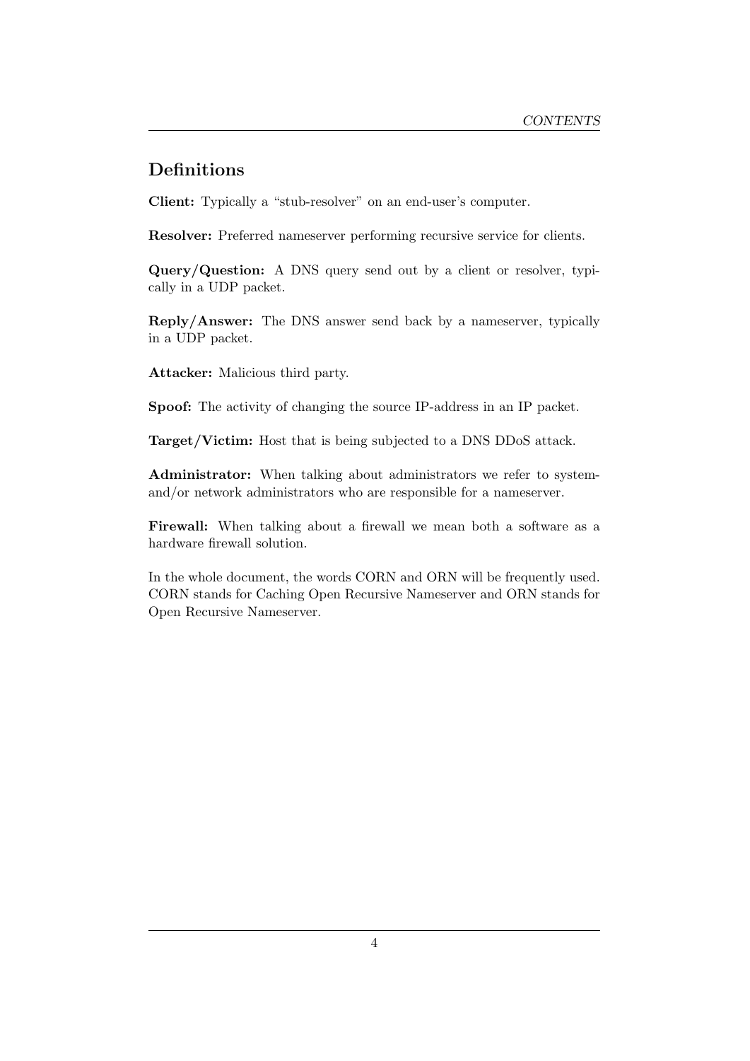## Definitions

**Client:** Typically a "stub-resolver" on an end-user's computer.

**Resolver:** Preferred nameserver performing recursive service for clients.

**Query/Question:** A DNS query send out by a client or resolver, typically in a UDP packet.

**Reply/Answer:** The DNS answer send back by a nameserver, typically in a UDP packet.

**Attacker:** Malicious third party.

**Spoof:** The activity of changing the source IP-address in an IP packet.

**Target/Victim:** Host that is being subjected to a DNS DDoS attack.

**Administrator:** When talking about administrators we refer to system- and/or network administrators who are responsible for a nameserver.

**Firewall:** When talking about a firewall we mean both a software as a hardware firewall solution.

In the whole document, the words CORN and ORN will be frequently used. CORN stands for Caching Open Recursive Nameserver and ORN stands for Open Recursive Nameserver.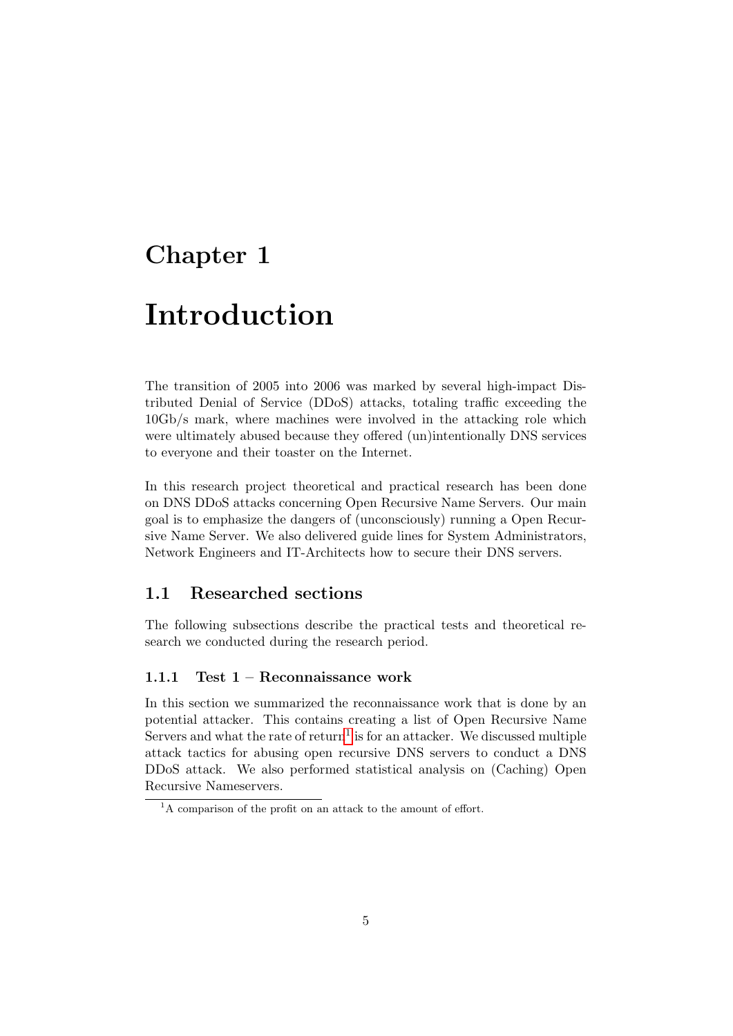# Chapter 1

# Introduction

The transition of 2005 into 2006 was marked by several high-impact Distributed Denial of Service (DDoS) attacks, totaling traffic exceeding the 10Gb/s mark, where machines were involved in the attacking role which were ultimately abused because they offered (un)intentionally DNS services to everyone and their toaster on the Internet.

In this research project theoretical and practical research has been done on DNS DDoS attacks concerning Open Recursive Name Servers. Our main goal is to emphasize the dangers of (unconsciously) running a Open Recursive Name Server. We also delivered guide lines for System Administrators, Network Engineers and IT-Architects how to secure their DNS servers.

## 1.1 Researched sections

The following subsections describe the practical tests and theoretical research we conducted during the research period.

### 1.1.1 Test 1 – Reconnaissance work

In this section we summarized the reconnaissance work that is done by an potential attacker. This contains creating a list of Open Recursive Name Servers and what the rate of return[1] is for an attacker. We discussed multiple attack tactics for abusing open recursive DNS servers to conduct a DNS DDoS attack. We also performed statistical analysis on (Caching) Open Recursive Nameservers.

[1] A comparison of the profit on an attack to the amount of effort.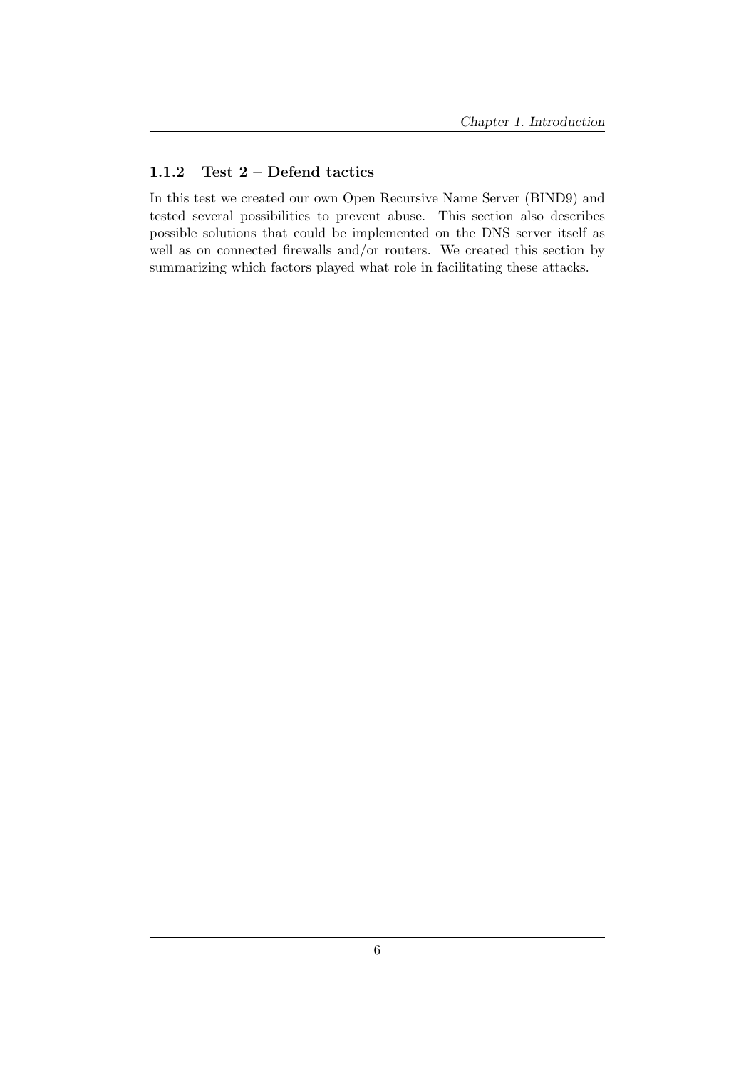### 1.1.2 Test 2 – Defend tactics

In this test we created our own Open Recursive Name Server (BIND9) and tested several possibilities to prevent abuse. This section also describes possible solutions that could be implemented on the DNS server itself as well as on connected firewalls and/or routers. We created this section by summarizing which factors played what role in facilitating these attacks.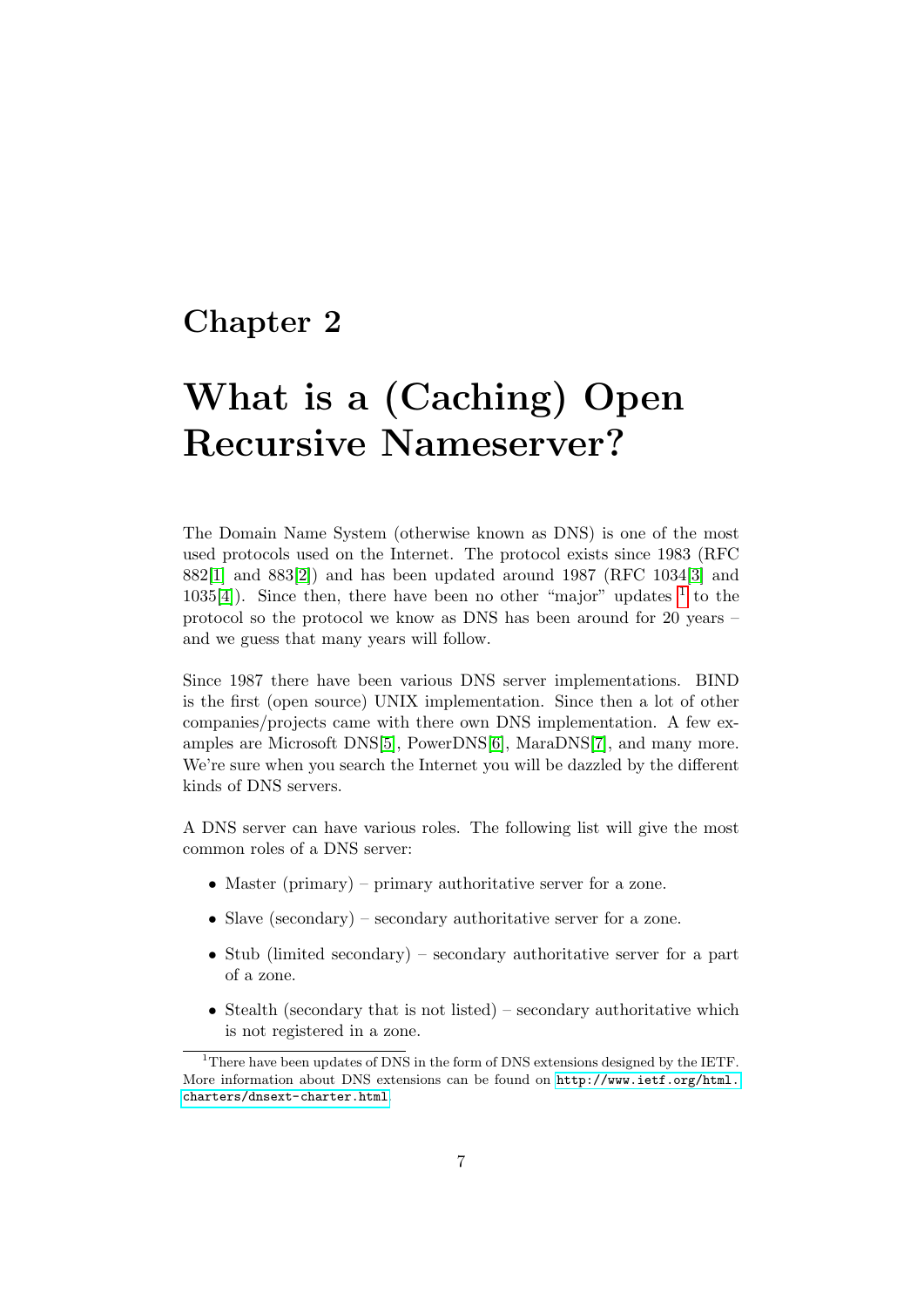# Chapter 2

# What is a (Caching) Open Recursive Nameserver?

The Domain Name System (otherwise known as DNS) is one of the most used protocols used on the Internet. The protocol exists since 1983 (RFC 882[1] and 883[2]) and has been updated around 1987 (RFC 1034[3] and 1035[4]). Since then, there have been no other "major" updates [1] to the protocol so the protocol we know as DNS has been around for 20 years – and we guess that many years will follow.

Since 1987 there have been various DNS server implementations. BIND is the first (open source) UNIX implementation. Since then a lot of other companies/projects came with there own DNS implementation. A few examples are Microsoft DNS[5], PowerDNS[6], MaraDNS[7], and many more. We're sure when you search the Internet you will be dazzled by the different kinds of DNS servers.

A DNS server can have various roles. The following list will give the most common roles of a DNS server:

- Master (primary) – primary authoritative server for a zone.
- Slave (secondary) – secondary authoritative server for a zone.
- Stub (limited secondary) – secondary authoritative server for a part of a zone.
- Stealth (secondary that is not listed) – secondary authoritative which is not registered in a zone.

[1] There have been updates of DNS in the form of DNS extensions designed by the IETF. More information about DNS extensions can be found on http://www.ietf.org/html.charters/dnsext-charter.html.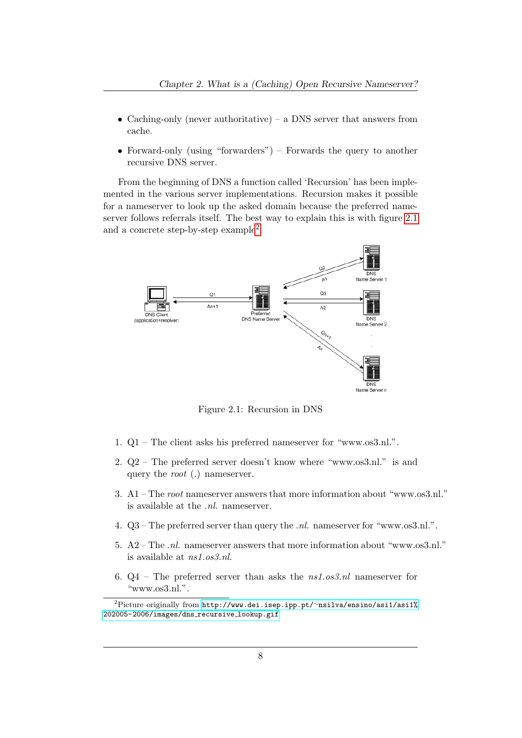- Caching-only (never authoritative) – a DNS server that answers from cache.
- Forward-only (using "forwarders") – Forwards the query to another recursive DNS server.

From the beginning of DNS a function called 'Recursion' has been implemented in the various server implementations. Recursion makes it possible for a nameserver to look up the asked domain because the preferred nameserver follows referrals itself. The best way to explain this is with figure 2.1 and a concrete step-by-step example[2].

DNS Client (application+resolver)
Q1
An+1
Preferred DNS Name Server
Q2
A1
DNS Name Server 1
Q3
A2
DNS Name Server 2
Qn+1
An
DNS Name Server n

Figure 2.1: Recursion in DNS

1. Q1 – The client asks his preferred nameserver for "www.os3.nl.".
2. Q2 – The preferred server doesn't know where "www.os3.nl." is and query the *root* (.) nameserver.
3. A1 – The *root* nameserver answers that more information about "www.os3.nl." is available at the *.nl.* nameserver.
4. Q3 – The preferred server than query the *.nl.* nameserver for "www.os3.nl.".
5. A2 – The *.nl.* nameserver answers that more information about "www.os3.nl." is available at *ns1.os3.nl*.
6. Q4 – The preferred server than asks the *ns1.os3.nl* nameserver for "www.os3.nl.".

[2] Picture originally from http://www.dei.isep.ipp.pt/~nsilva/ensino/asi1/asi1%202005-2006/images/dns_recursive_lookup.gif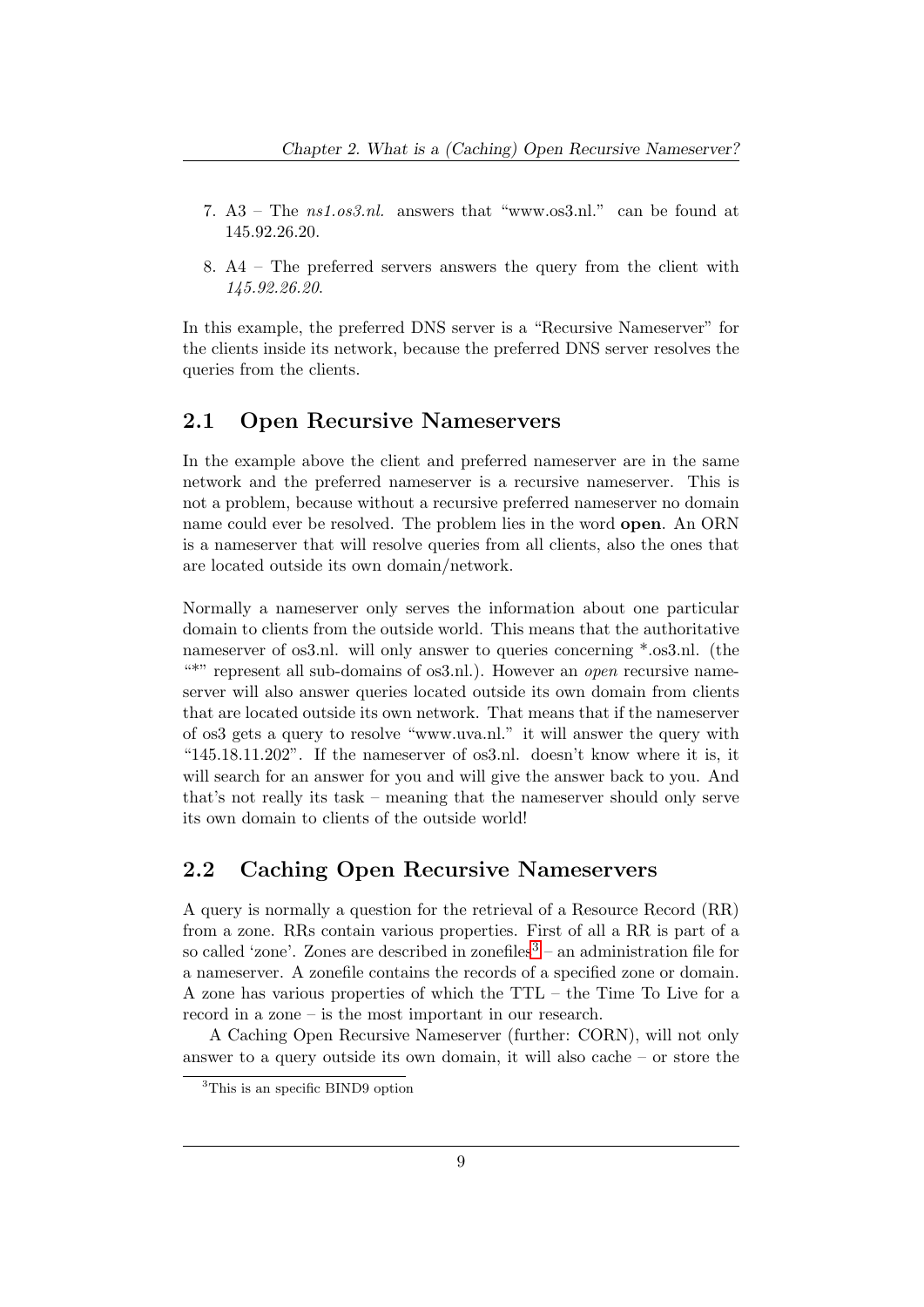7. A3 – The *ns1.os3.nl.* answers that "www.os3.nl." can be found at 145.92.26.20.

8. A4 – The preferred servers answers the query from the client with *145.92.26.20*.

In this example, the preferred DNS server is a "Recursive Nameserver" for the clients inside its network, because the preferred DNS server resolves the queries from the clients.

## 2.1 Open Recursive Nameservers

In the example above the client and preferred nameserver are in the same network and the preferred nameserver is a recursive nameserver. This is not a problem, because without a recursive preferred nameserver no domain name could ever be resolved. The problem lies in the word **open**. An ORN is a nameserver that will resolve queries from all clients, also the ones that are located outside its own domain/network.

Normally a nameserver only serves the information about one particular domain to clients from the outside world. This means that the authoritative nameserver of os3.nl. will only answer to queries concerning *.os3.nl. (the "*" represent all sub-domains of os3.nl.). However an *open* recursive nameserver will also answer queries located outside its own domain from clients that are located outside its own network. That means that if the nameserver of os3 gets a query to resolve "www.uva.nl." it will answer the query with "145.18.11.202". If the nameserver of os3.nl. doesn't know where it is, it will search for an answer for you and will give the answer back to you. And that's not really its task – meaning that the nameserver should only serve its own domain to clients of the outside world!

## 2.2 Caching Open Recursive Nameservers

A query is normally a question for the retrieval of a Resource Record (RR) from a zone. RRs contain various properties. First of all a RR is part of a so called 'zone'. Zones are described in zonefiles[3] – an administration file for a nameserver. A zonefile contains the records of a specified zone or domain. A zone has various properties of which the TTL – the Time To Live for a record in a zone – is the most important in our research.

A Caching Open Recursive Nameserver (further: CORN), will not only answer to a query outside its own domain, it will also cache – or store the

[3] This is an specific BIND9 option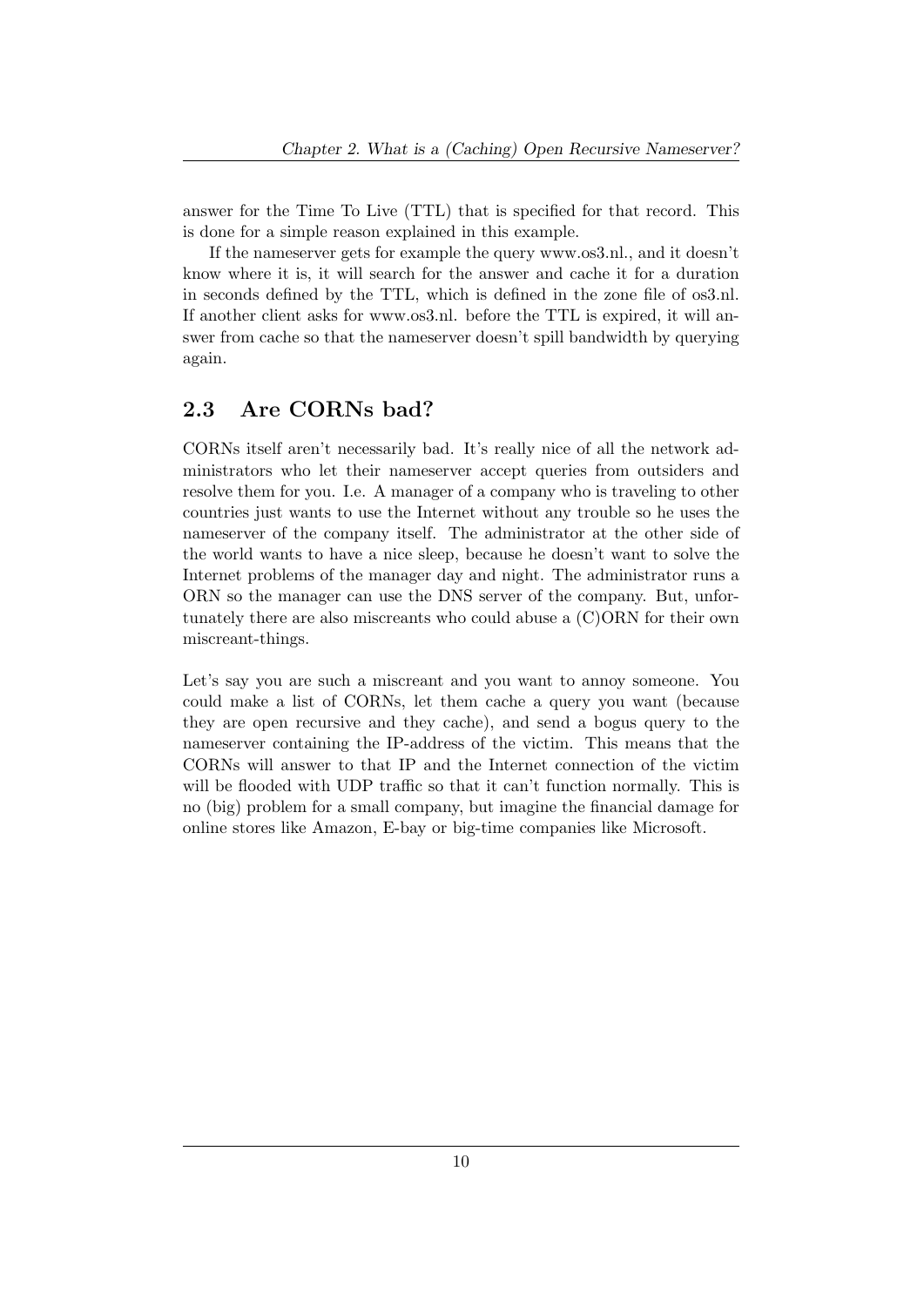answer for the Time To Live (TTL) that is specified for that record. This is done for a simple reason explained in this example.

If the nameserver gets for example the query www.os3.nl., and it doesn't know where it is, it will search for the answer and cache it for a duration in seconds defined by the TTL, which is defined in the zone file of os3.nl. If another client asks for www.os3.nl. before the TTL is expired, it will answer from cache so that the nameserver doesn't spill bandwidth by querying again.

## 2.3 Are CORNs bad?

CORNs itself aren't necessarily bad. It's really nice of all the network administrators who let their nameserver accept queries from outsiders and resolve them for you. I.e. A manager of a company who is traveling to other countries just wants to use the Internet without any trouble so he uses the nameserver of the company itself. The administrator at the other side of the world wants to have a nice sleep, because he doesn't want to solve the Internet problems of the manager day and night. The administrator runs a ORN so the manager can use the DNS server of the company. But, unfortunately there are also miscreants who could abuse a (C)ORN for their own miscreant-things.

Let's say you are such a miscreant and you want to annoy someone. You could make a list of CORNs, let them cache a query you want (because they are open recursive and they cache), and send a bogus query to the nameserver containing the IP-address of the victim. This means that the CORNs will answer to that IP and the Internet connection of the victim will be flooded with UDP traffic so that it can't function normally. This is no (big) problem for a small company, but imagine the financial damage for online stores like Amazon, E-bay or big-time companies like Microsoft.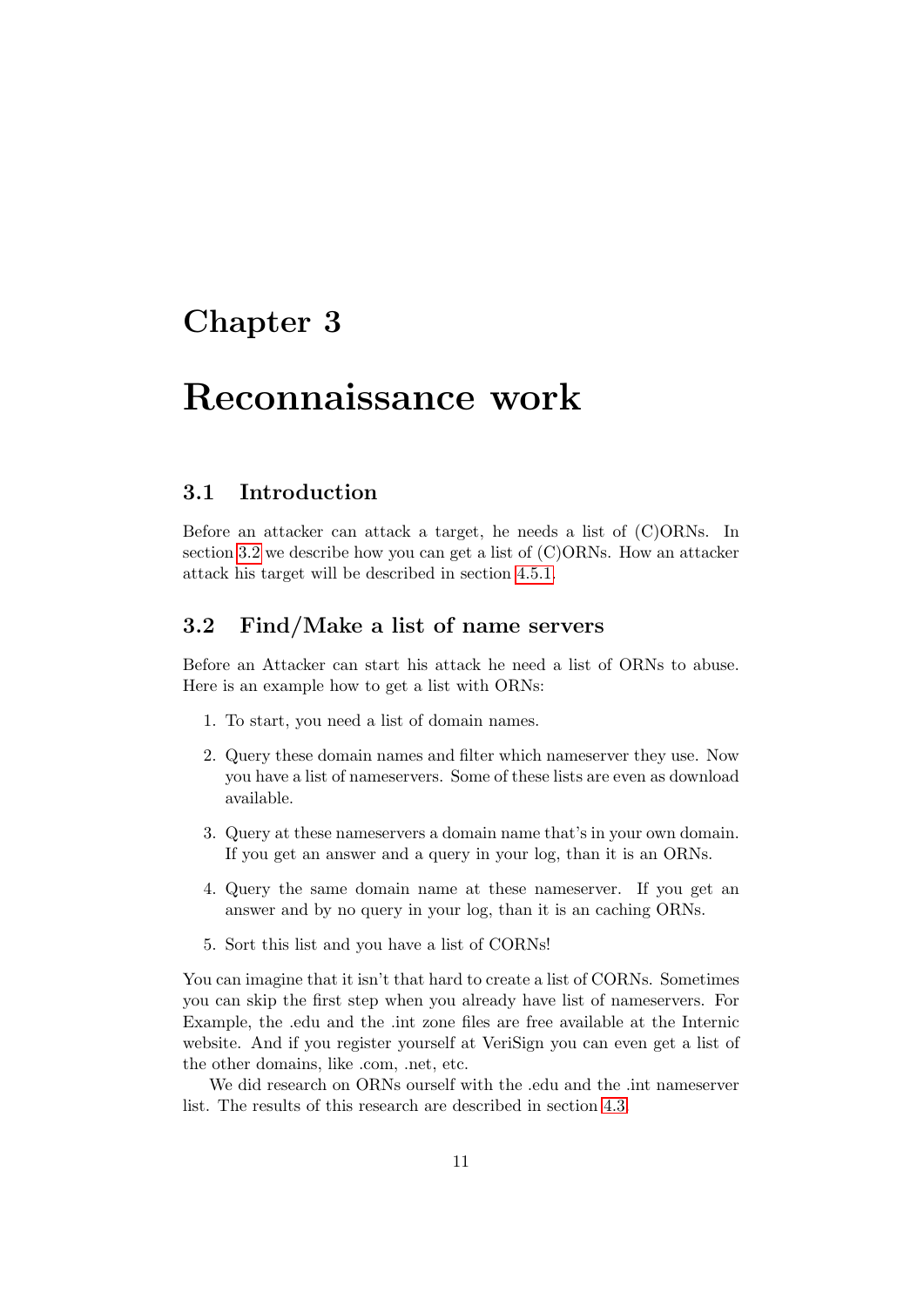# Chapter 3

# Reconnaissance work

## 3.1 Introduction

Before an attacker can attack a target, he needs a list of (C)ORNs. In section 3.2 we describe how you can get a list of (C)ORNs. How an attacker attack his target will be described in section 4.5.1.

## 3.2 Find/Make a list of name servers

Before an Attacker can start his attack he need a list of ORNs to abuse. Here is an example how to get a list with ORNs:

1. To start, you need a list of domain names.
2. Query these domain names and filter which nameserver they use. Now you have a list of nameservers. Some of these lists are even as download available.
3. Query at these nameservers a domain name that's in your own domain. If you get an answer and a query in your log, than it is an ORNs.
4. Query the same domain name at these nameserver. If you get an answer and by no query in your log, than it is an caching ORNs.
5. Sort this list and you have a list of CORNs!

You can imagine that it isn't that hard to create a list of CORNs. Sometimes you can skip the first step when you already have list of nameservers. For Example, the .edu and the .int zone files are free available at the Internic website. And if you register yourself at VeriSign you can even get a list of the other domains, like .com, .net, etc.

We did research on ORNs ourself with the .edu and the .int nameserver list. The results of this research are described in section 4.3.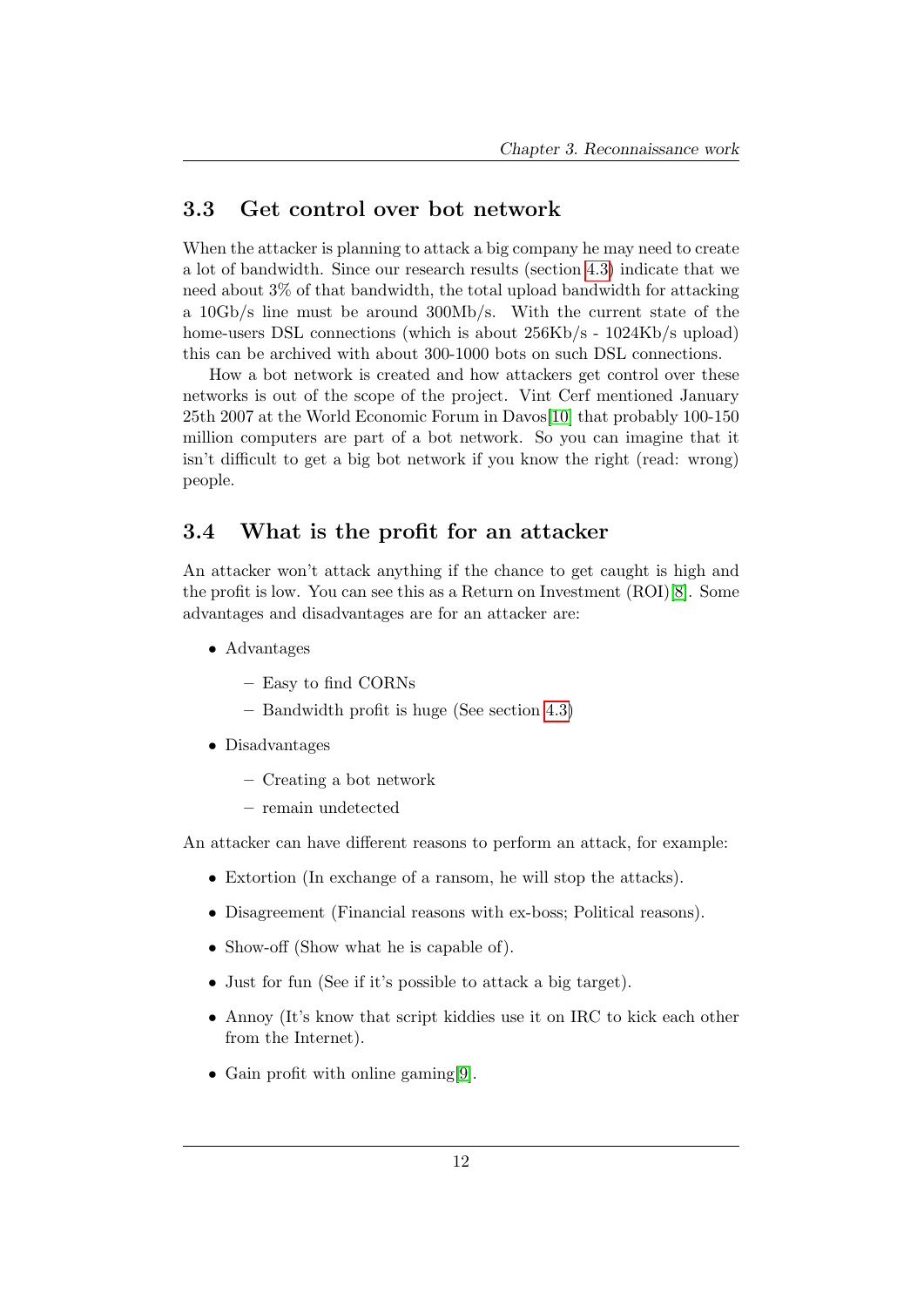## 3.3 Get control over bot network

When the attacker is planning to attack a big company he may need to create a lot of bandwidth. Since our research results (section 4.3) indicate that we need about 3% of that bandwidth, the total upload bandwidth for attacking a 10Gb/s line must be around 300Mb/s. With the current state of the home-users DSL connections (which is about 256Kb/s - 1024Kb/s upload) this can be archived with about 300-1000 bots on such DSL connections.

How a bot network is created and how attackers get control over these networks is out of the scope of the project. Vint Cerf mentioned January 25th 2007 at the World Economic Forum in Davos[10] that probably 100-150 million computers are part of a bot network. So you can imagine that it isn't difficult to get a big bot network if you know the right (read: wrong) people.

## 3.4 What is the profit for an attacker

An attacker won't attack anything if the chance to get caught is high and the profit is low. You can see this as a Return on Investment (ROI)[8]. Some advantages and disadvantages are for an attacker are:

- Advantages
  - Easy to find CORNs
  - Bandwidth profit is huge (See section 4.3)
- Disadvantages
  - Creating a bot network
  - remain undetected

An attacker can have different reasons to perform an attack, for example:

- Extortion (In exchange of a ransom, he will stop the attacks).
- Disagreement (Financial reasons with ex-boss; Political reasons).
- Show-off (Show what he is capable of).
- Just for fun (See if it's possible to attack a big target).
- Annoy (It's know that script kiddies use it on IRC to kick each other from the Internet).
- Gain profit with online gaming[9].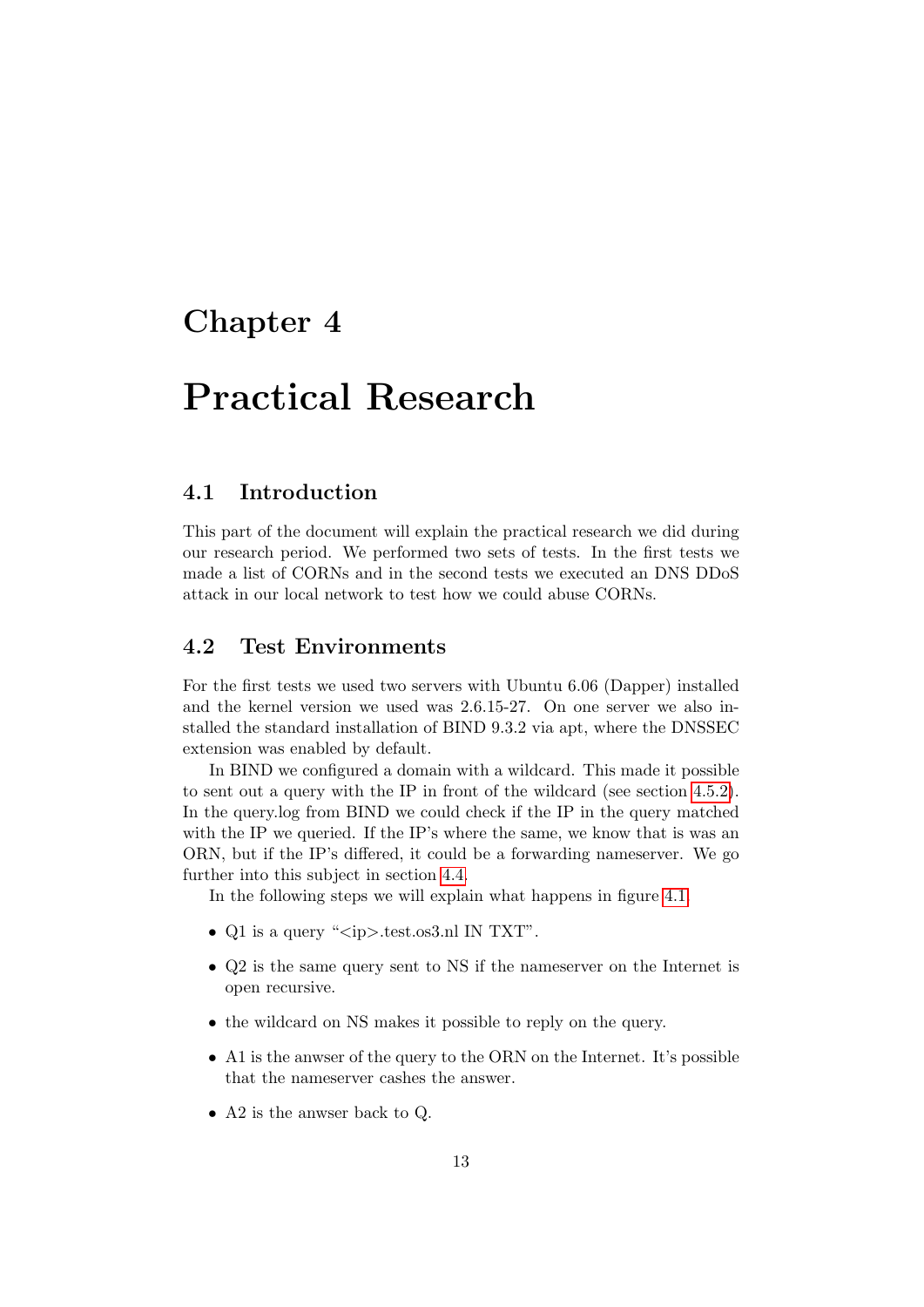# Chapter 4

# Practical Research

## 4.1 Introduction

This part of the document will explain the practical research we did during our research period. We performed two sets of tests. In the first tests we made a list of CORNs and in the second tests we executed an DNS DDoS attack in our local network to test how we could abuse CORNs.

## 4.2 Test Environments

For the first tests we used two servers with Ubuntu 6.06 (Dapper) installed and the kernel version we used was 2.6.15-27. On one server we also installed the standard installation of BIND 9.3.2 via apt, where the DNSSEC extension was enabled by default.

In BIND we configured a domain with a wildcard. This made it possible to sent out a query with the IP in front of the wildcard (see section 4.5.2). In the query.log from BIND we could check if the IP in the query matched with the IP we queried. If the IP's where the same, we know that is was an ORN, but if the IP's differed, it could be a forwarding nameserver. We go further into this subject in section 4.4.

In the following steps we will explain what happens in figure 4.1.

- Q1 is a query "<ip>.test.os3.nl IN TXT".
- Q2 is the same query sent to NS if the nameserver on the Internet is open recursive.
- the wildcard on NS makes it possible to reply on the query.
- A1 is the anwser of the query to the ORN on the Internet. It's possible that the nameserver cashes the answer.
- A2 is the anwser back to Q.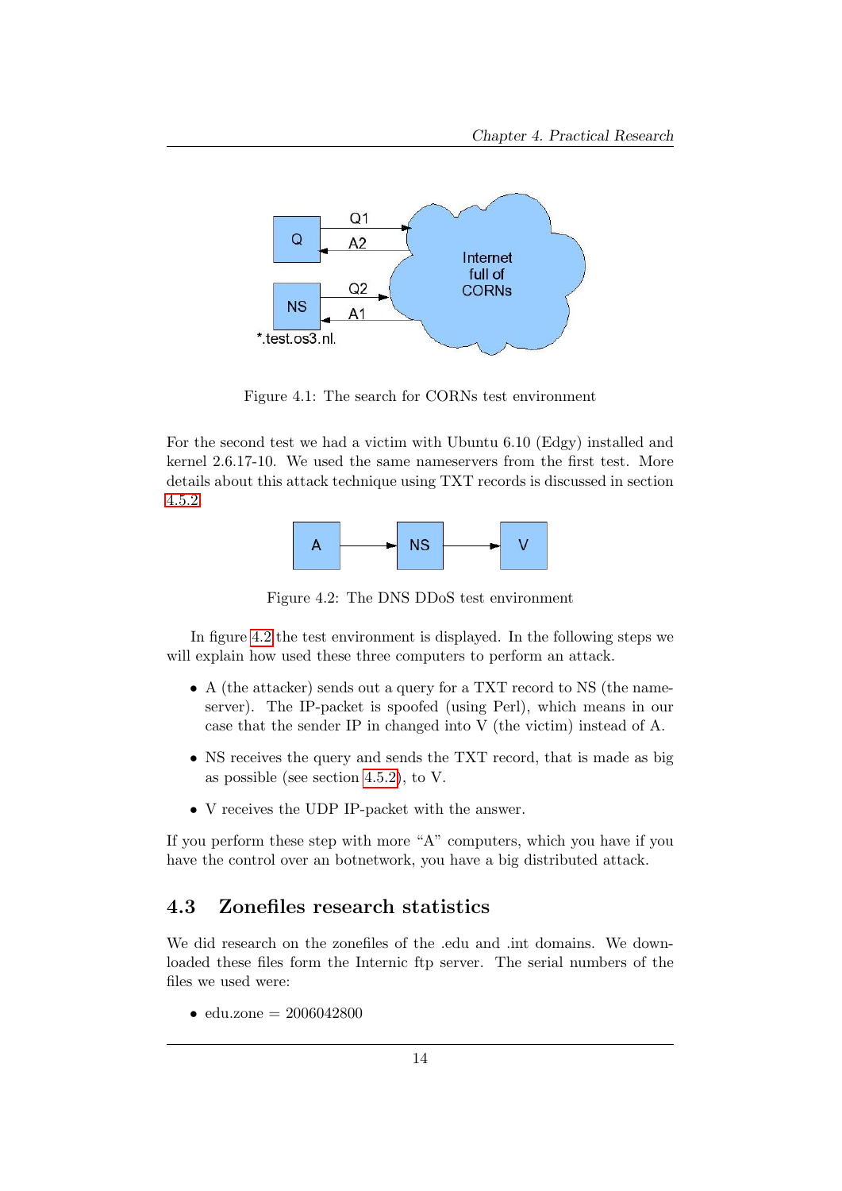Q1

A2

Q

Internet
full of
CORNs

NS

Q2

A1

*.test.os3.nl.

Figure 4.1: The search for CORNs test environment

For the second test we had a victim with Ubuntu 6.10 (Edgy) installed and kernel 2.6.17-10. We used the same nameservers from the first test. More details about this attack technique using TXT records is discussed in section 4.5.2.

A

NS

V

Figure 4.2: The DNS DDoS test environment

In figure 4.2 the test environment is displayed. In the following steps we will explain how used these three computers to perform an attack.

- A (the attacker) sends out a query for a TXT record to NS (the nameserver). The IP-packet is spoofed (using Perl), which means in our case that the sender IP in changed into V (the victim) instead of A.
- NS receives the query and sends the TXT record, that is made as big as possible (see section 4.5.2), to V.
- V receives the UDP IP-packet with the answer.

If you perform these step with more "A" computers, which you have if you have the control over an botnetwork, you have a big distributed attack.

## 4.3 Zonefiles research statistics

We did research on the zonefiles of the .edu and .int domains. We downloaded these files form the Internic ftp server. The serial numbers of the files we used were:

- edu.zone = 2006042800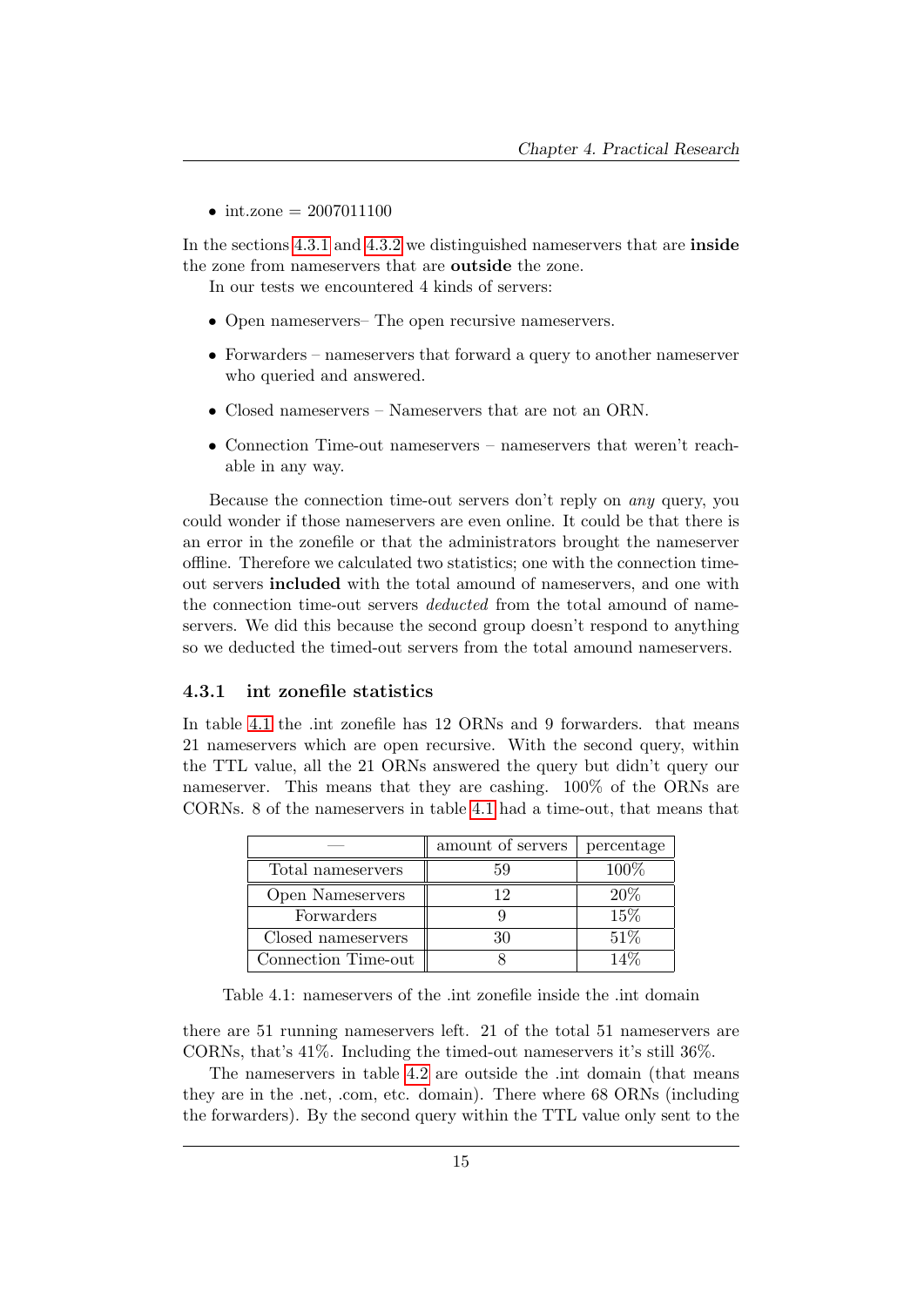- int.zone = 2007011100

In the sections 4.3.1 and 4.3.2 we distinguished nameservers that are **inside** the zone from nameservers that are **outside** the zone.

In our tests we encountered 4 kinds of servers:

- Open nameservers– The open recursive nameservers.
- Forwarders – nameservers that forward a query to another nameserver who queried and answered.
- Closed nameservers – Nameservers that are not an ORN.
- Connection Time-out nameservers – nameservers that weren't reachable in any way.

Because the connection time-out servers don't reply on *any* query, you could wonder if those nameservers are even online. It could be that there is an error in the zonefile or that the administrators brought the nameserver offline. Therefore we calculated two statistics; one with the connection time-out servers **included** with the total amound of nameservers, and one with the connection time-out servers *deducted* from the total amound of nameservers. We did this because the second group doesn't respond to anything so we deducted the timed-out servers from the total amound nameservers.

### 4.3.1 int zonefile statistics

In table 4.1 the .int zonefile has 12 ORNs and 9 forwarders. that means 21 nameservers which are open recursive. With the second query, within the TTL value, all the 21 ORNs answered the query but didn't query our nameserver. This means that they are cashing. 100% of the ORNs are CORNs. 8 of the nameservers in table 4.1 had a time-out, that means that

| — | amount of servers | percentage |
|---|---|---|
| Total nameservers | 59 | 100% |
| Open Nameservers | 12 | 20% |
| Forwarders | 9 | 15% |
| Closed nameservers | 30 | 51% |
| Connection Time-out | 8 | 14% |

Table 4.1: nameservers of the .int zonefile inside the .int domain

there are 51 running nameservers left. 21 of the total 51 nameservers are CORNs, that's 41%. Including the timed-out nameservers it's still 36%.

The nameservers in table 4.2 are outside the .int domain (that means they are in the .net, .com, etc. domain). There where 68 ORNs (including the forwarders). By the second query within the TTL value only sent to the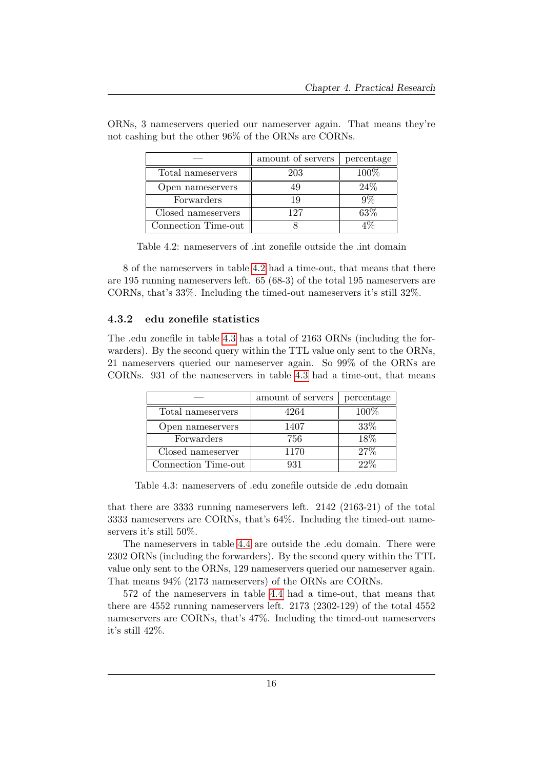ORNs, 3 nameservers queried our nameserver again. That means they're not cashing but the other 96% of the ORNs are CORNs.

| — | amount of servers | percentage |
|---|---|---|
| Total nameservers | 203 | 100% |
| Open nameservers | 49 | 24% |
| Forwarders | 19 | 9% |
| Closed nameservers | 127 | 63% |
| Connection Time-out | 8 | 4% |

Table 4.2: nameservers of .int zonefile outside the .int domain

8 of the nameservers in table 4.2 had a time-out, that means that there are 195 running nameservers left. 65 (68-3) of the total 195 nameservers are CORNs, that's 33%. Including the timed-out nameservers it's still 32%.

### 4.3.2 edu zonefile statistics

The .edu zonefile in table 4.3 has a total of 2163 ORNs (including the forwarders). By the second query within the TTL value only sent to the ORNs, 21 nameservers queried our nameserver again. So 99% of the ORNs are CORNs. 931 of the nameservers in table 4.3 had a time-out, that means that there are 3333 running nameservers left. 2142 (2163-21) of the total 3333 nameservers are CORNs, that's 64%. Including the timed-out nameservers it's still 50%.

| — | amount of servers | percentage |
|---|---|---|
| Total nameservers | 4264 | 100% |
| Open nameservers | 1407 | 33% |
| Forwarders | 756 | 18% |
| Closed nameserver | 1170 | 27% |
| Connection Time-out | 931 | 22% |

Table 4.3: nameservers of .edu zonefile outside de .edu domain

The nameservers in table 4.4 are outside the .edu domain. There were 2302 ORNs (including the forwarders). By the second query within the TTL value only sent to the ORNs, 129 nameservers queried our nameserver again. That means 94% (2173 nameservers) of the ORNs are CORNs.

572 of the nameservers in table 4.4 had a time-out, that means that there are 4552 running nameservers left. 2173 (2302-129) of the total 4552 nameservers are CORNs, that's 47%. Including the timed-out nameservers it's still 42%.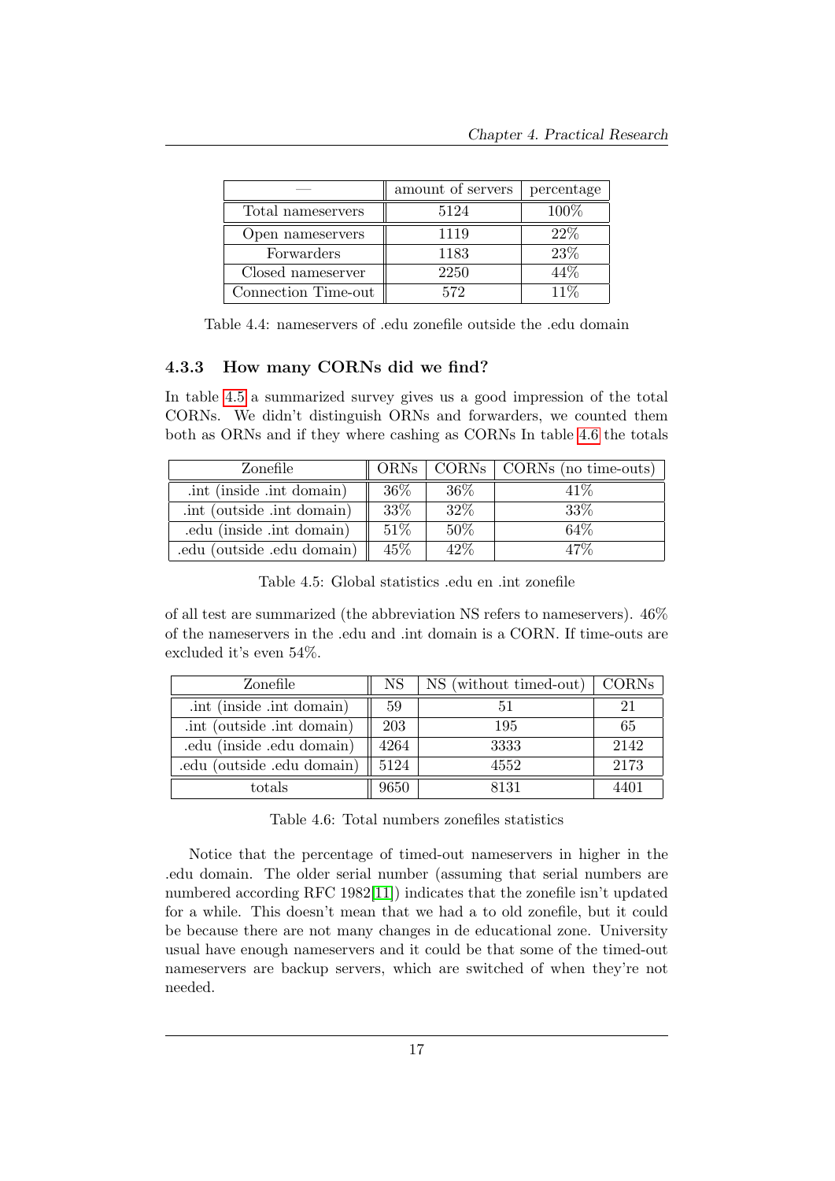| — | amount of servers | percentage |
| --- | --- | --- |
| Total nameservers | 5124 | 100% |
| Open nameservers | 1119 | 22% |
| Forwarders | 1183 | 23% |
| Closed nameserver | 2250 | 44% |
| Connection Time-out | 572 | 11% |

Table 4.4: nameservers of .edu zonefile outside the .edu domain

### 4.3.3 How many CORNs did we find?

In table 4.5 a summarized survey gives us a good impression of the total CORNs. We didn't distinguish ORNs and forwarders, we counted them both as ORNs and if they where cashing as CORNs In table 4.6 the totals

| Zonefile | ORNs | CORNs | CORNs (no time-outs) |
| --- | --- | --- | --- |
| .int (inside .int domain) | 36% | 36% | 41% |
| .int (outside .int domain) | 33% | 32% | 33% |
| .edu (inside .int domain) | 51% | 50% | 64% |
| .edu (outside .edu domain) | 45% | 42% | 47% |

Table 4.5: Global statistics .edu en .int zonefile

of all test are summarized (the abbreviation NS refers to nameservers). 46% of the nameservers in the .edu and .int domain is a CORN. If time-outs are excluded it's even 54%.

| Zonefile | NS | NS (without timed-out) | CORNs |
| --- | --- | --- | --- |
| .int (inside .int domain) | 59 | 51 | 21 |
| .int (outside .int domain) | 203 | 195 | 65 |
| .edu (inside .edu domain) | 4264 | 3333 | 2142 |
| .edu (outside .edu domain) | 5124 | 4552 | 2173 |
| totals | 9650 | 8131 | 4401 |

Table 4.6: Total numbers zonefiles statistics

Notice that the percentage of timed-out nameservers in higher in the .edu domain. The older serial number (assuming that serial numbers are numbered according RFC 1982[11]) indicates that the zonefile isn't updated for a while. This doesn't mean that we had a to old zonefile, but it could be because there are not many changes in de educational zone. University usual have enough nameservers and it could be that some of the timed-out nameservers are backup servers, which are switched of when they're not needed.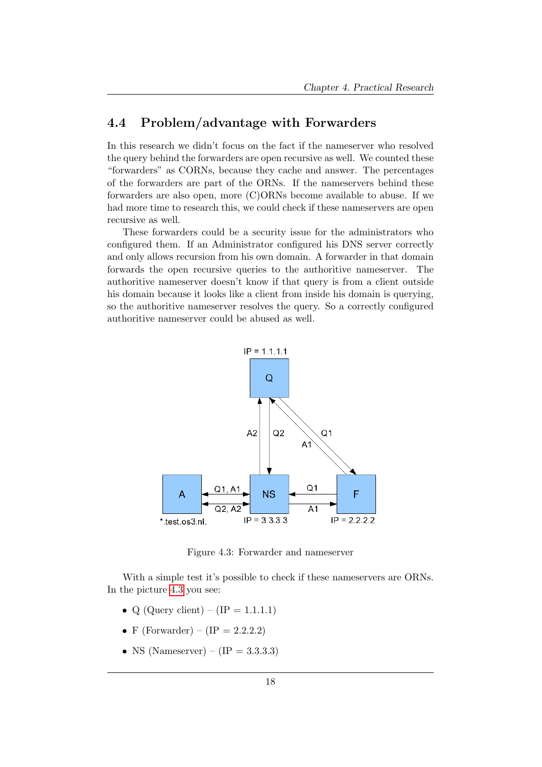## 4.4 Problem/advantage with Forwarders

In this research we didn't focus on the fact if the nameserver who resolved the query behind the forwarders are open recursive as well. We counted these "forwarders" as CORNs, because they cache and answer. The percentages of the forwarders are part of the ORNs. If the nameservers behind these forwarders are also open, more (C)ORNs become available to abuse. If we had more time to research this, we could check if these nameservers are open recursive as well.

These forwarders could be a security issue for the administrators who configured them. If an Administrator configured his DNS server correctly and only allows recursion from his own domain. A forwarder in that domain forwards the open recursive queries to the authoritive nameserver. The authoritive nameserver doesn't know if that query is from a client outside his domain because it looks like a client from inside his domain is querying, so the authoritive nameserver resolves the query. So a correctly configured authoritive nameserver could be abused as well.

IP = 1.1.1.1
Q
A2
Q2
A1
Q1
A
Q1, A1
Q2, A2
NS
Q1
A1
F
*.test.os3.nl.
IP = 3.3.3.3
IP = 2.2.2.2

Figure 4.3: Forwarder and nameserver

With a simple test it's possible to check if these nameservers are ORNs. In the picture 4.3 you see:

- Q (Query client) – (IP = 1.1.1.1)
- F (Forwarder) – (IP = 2.2.2.2)
- NS (Nameserver) – (IP = 3.3.3.3)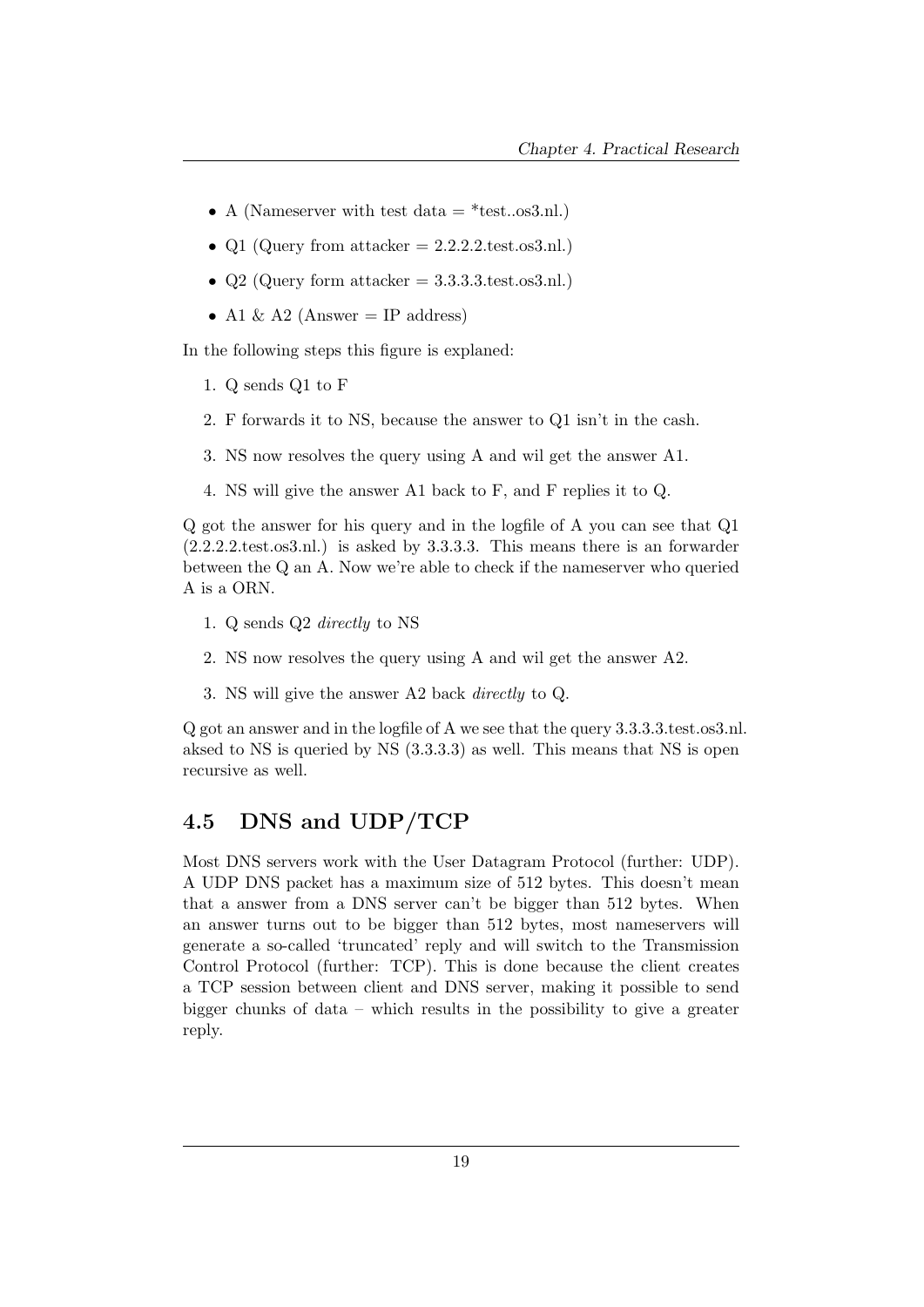- A (Nameserver with test data = *test..os3.nl.)
- Q1 (Query from attacker = 2.2.2.2.test.os3.nl.)
- Q2 (Query form attacker = 3.3.3.3.test.os3.nl.)
- A1 & A2 (Answer = IP address)

In the following steps this figure is explaned:

1. Q sends Q1 to F
2. F forwards it to NS, because the answer to Q1 isn't in the cash.
3. NS now resolves the query using A and wil get the answer A1.
4. NS will give the answer A1 back to F, and F replies it to Q.

Q got the answer for his query and in the logfile of A you can see that Q1 (2.2.2.2.test.os3.nl.) is asked by 3.3.3.3. This means there is an forwarder between the Q an A. Now we're able to check if the nameserver who queried A is a ORN.

1. Q sends Q2 *directly* to NS
2. NS now resolves the query using A and wil get the answer A2.
3. NS will give the answer A2 back *directly* to Q.

Q got an answer and in the logfile of A we see that the query 3.3.3.3.test.os3.nl. aksed to NS is queried by NS (3.3.3.3) as well. This means that NS is open recursive as well.

## 4.5 DNS and UDP/TCP

Most DNS servers work with the User Datagram Protocol (further: UDP). A UDP DNS packet has a maximum size of 512 bytes. This doesn't mean that a answer from a DNS server can't be bigger than 512 bytes. When an answer turns out to be bigger than 512 bytes, most nameservers will generate a so-called 'truncated' reply and will switch to the Transmission Control Protocol (further: TCP). This is done because the client creates a TCP session between client and DNS server, making it possible to send bigger chunks of data – which results in the possibility to give a greater reply.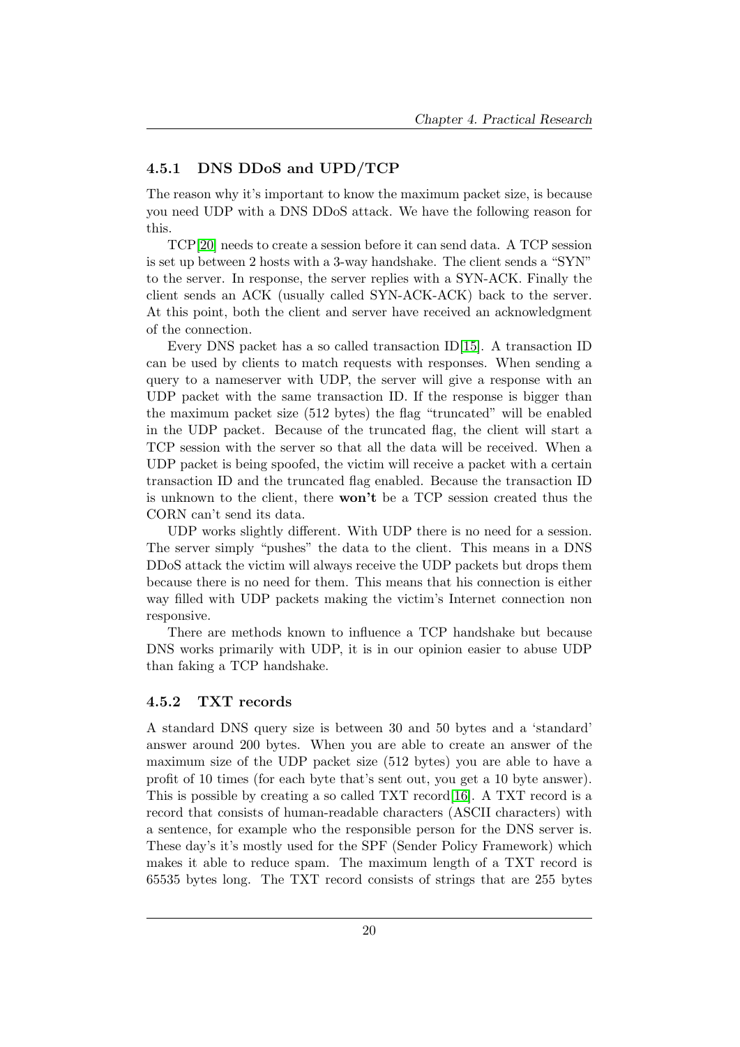### 4.5.1 DNS DDoS and UPD/TCP

The reason why it's important to know the maximum packet size, is because you need UDP with a DNS DDoS attack. We have the following reason for this.

TCP[20] needs to create a session before it can send data. A TCP session is set up between 2 hosts with a 3-way handshake. The client sends a "SYN" to the server. In response, the server replies with a SYN-ACK. Finally the client sends an ACK (usually called SYN-ACK-ACK) back to the server. At this point, both the client and server have received an acknowledgment of the connection.

Every DNS packet has a so called transaction ID[15]. A transaction ID can be used by clients to match requests with responses. When sending a query to a nameserver with UDP, the server will give a response with an UDP packet with the same transaction ID. If the response is bigger than the maximum packet size (512 bytes) the flag "truncated" will be enabled in the UDP packet. Because of the truncated flag, the client will start a TCP session with the server so that all the data will be received. When a UDP packet is being spoofed, the victim will receive a packet with a certain transaction ID and the truncated flag enabled. Because the transaction ID is unknown to the client, there **won't** be a TCP session created thus the CORN can't send its data.

UDP works slightly different. With UDP there is no need for a session. The server simply "pushes" the data to the client. This means in a DNS DDoS attack the victim will always receive the UDP packets but drops them because there is no need for them. This means that his connection is either way filled with UDP packets making the victim's Internet connection non responsive.

There are methods known to influence a TCP handshake but because DNS works primarily with UDP, it is in our opinion easier to abuse UDP than faking a TCP handshake.

### 4.5.2 TXT records

A standard DNS query size is between 30 and 50 bytes and a 'standard' answer around 200 bytes. When you are able to create an answer of the maximum size of the UDP packet size (512 bytes) you are able to have a profit of 10 times (for each byte that's sent out, you get a 10 byte answer). This is possible by creating a so called TXT record[16]. A TXT record is a record that consists of human-readable characters (ASCII characters) with a sentence, for example who the responsible person for the DNS server is. These day's it's mostly used for the SPF (Sender Policy Framework) which makes it able to reduce spam. The maximum length of a TXT record is 65535 bytes long. The TXT record consists of strings that are 255 bytes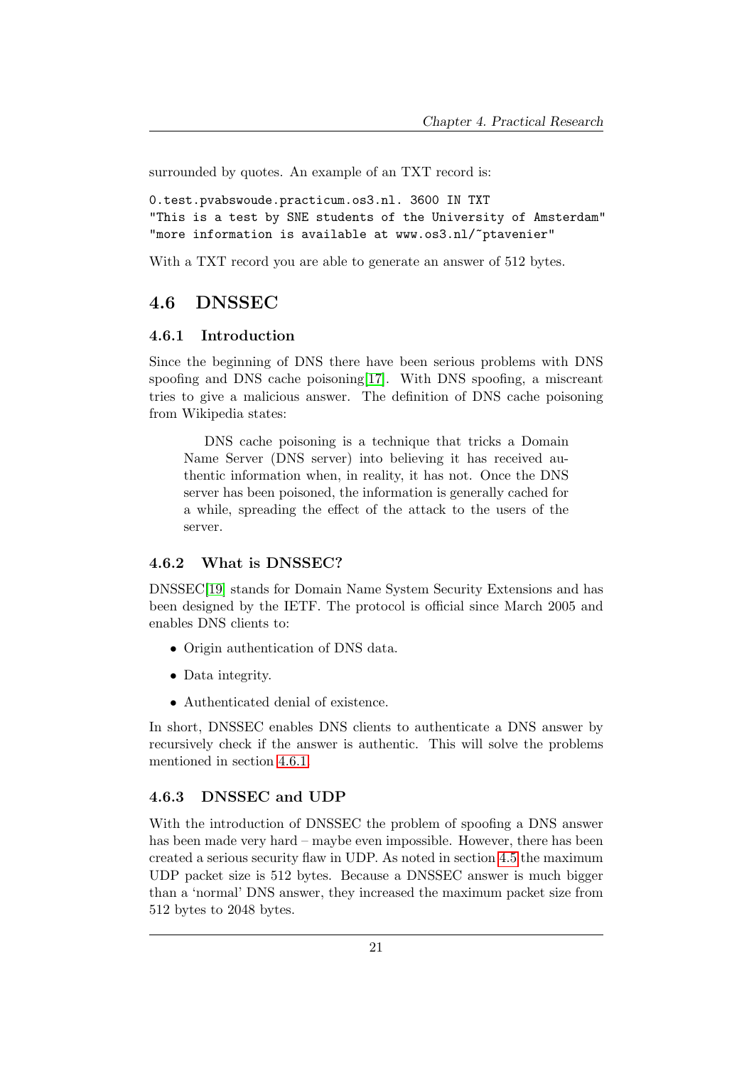surrounded by quotes. An example of an TXT record is:

```
0.test.pvabswoude.practicum.os3.nl. 3600 IN TXT
"This is a test by SNE students of the University of Amsterdam"
"more information is available at www.os3.nl/~ptavenier"
```

With a TXT record you are able to generate an answer of 512 bytes.

## 4.6 DNSSEC

### 4.6.1 Introduction

Since the beginning of DNS there have been serious problems with DNS spoofing and DNS cache poisoning[17]. With DNS spoofing, a miscreant tries to give a malicious answer. The definition of DNS cache poisoning from Wikipedia states:

> DNS cache poisoning is a technique that tricks a Domain Name Server (DNS server) into believing it has received authentic information when, in reality, it has not. Once the DNS server has been poisoned, the information is generally cached for a while, spreading the effect of the attack to the users of the server.

### 4.6.2 What is DNSSEC?

DNSSEC[19] stands for Domain Name System Security Extensions and has been designed by the IETF. The protocol is official since March 2005 and enables DNS clients to:

- Origin authentication of DNS data.
- Data integrity.
- Authenticated denial of existence.

In short, DNSSEC enables DNS clients to authenticate a DNS answer by recursively check if the answer is authentic. This will solve the problems mentioned in section 4.6.1.

### 4.6.3 DNSSEC and UDP

With the introduction of DNSSEC the problem of spoofing a DNS answer has been made very hard – maybe even impossible. However, there has been created a serious security flaw in UDP. As noted in section 4.5 the maximum UDP packet size is 512 bytes. Because a DNSSEC answer is much bigger than a 'normal' DNS answer, they increased the maximum packet size from 512 bytes to 2048 bytes.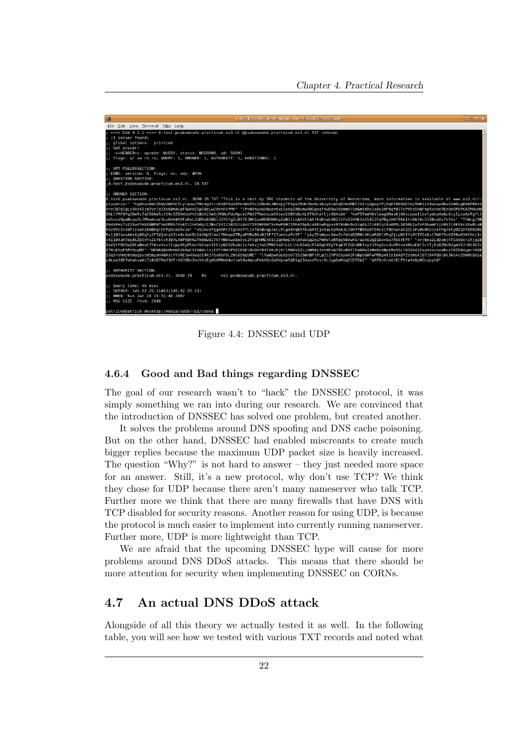Figure 4.4: DNSSEC and UDP

### 4.6.4 Good and Bad things regarding DNSSEC

The goal of our research wasn't to "hack" the DNSSEC protocol, it was simply something we ran into during our research. We are convinced that the introduction of DNSSEC has solved one problem, but created another.

It solves the problems around DNS spoofing and DNS cache poisoning. But on the other hand, DNSSEC had enabled miscreants to create much bigger replies because the maximum UDP packet size is heavily increased. The question "Why?" is not hard to answer – they just needed more space for an answer. Still, it's a new protocol, why don't use TCP? We think they chose for UDP because there aren't many nameserver who talk TCP. Further more we think that there are many firewalls that have DNS with TCP disabled for security reasons. Another reason for using UDP, is because the protocol is much easier to implement into currently running nameserver. Further more, UDP is more lightweight than TCP.

We are afraid that the upcoming DNSSEC hype will cause for more problems around DNS DDoS attacks. This means that there should be more attention for security when implementing DNSSEC on CORNs.

## 4.7 An actual DNS DDoS attack

Alongside of all this theory we actually tested it as well. In the following table, you will see how we tested with various TXT records and noted what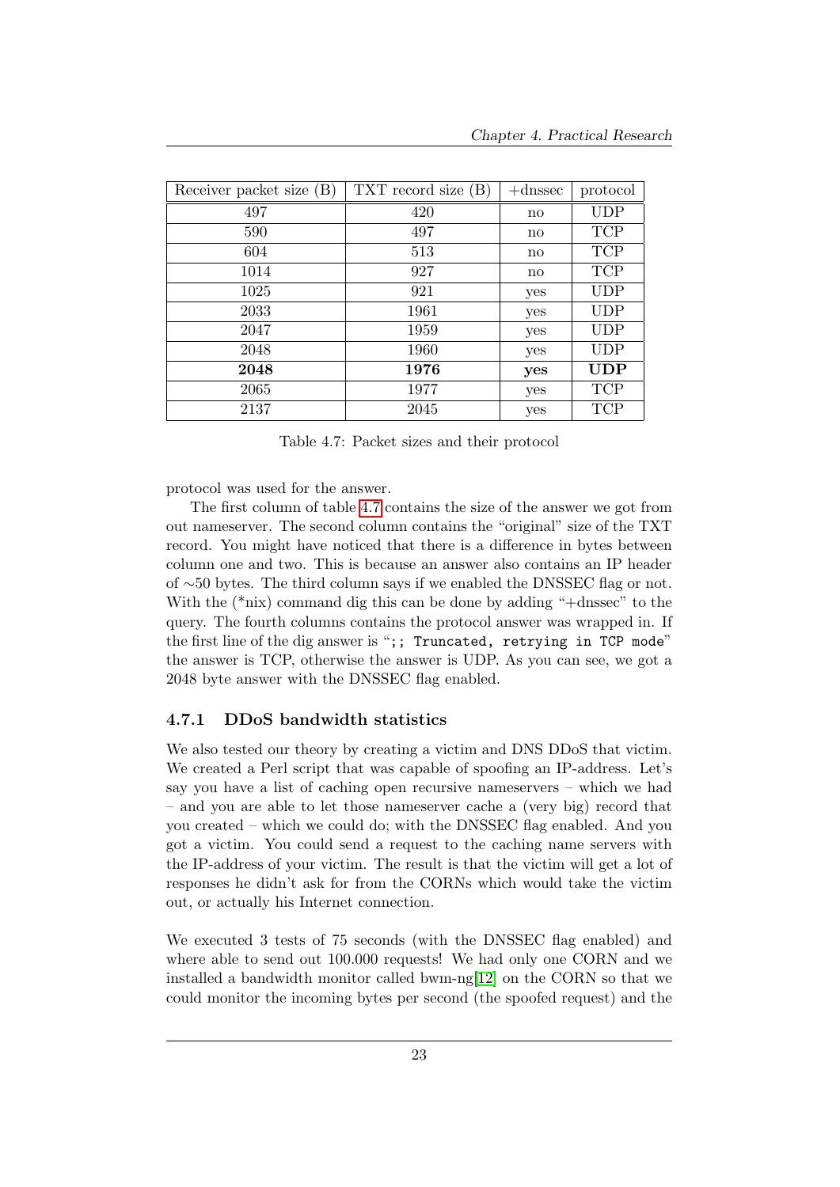| Receiver packet size (B) | TXT record size (B) | +dnssec | protocol |
|---|---|---|---|
| 497 | 420 | no | UDP |
| 590 | 497 | no | TCP |
| 604 | 513 | no | TCP |
| 1014 | 927 | no | TCP |
| 1025 | 921 | yes | UDP |
| 2033 | 1961 | yes | UDP |
| 2047 | 1959 | yes | UDP |
| 2048 | 1960 | yes | UDP |
| **2048** | **1976** | **yes** | **UDP** |
| 2065 | 1977 | yes | TCP |
| 2137 | 2045 | yes | TCP |

Table 4.7: Packet sizes and their protocol

protocol was used for the answer.

The first column of table 4.7 contains the size of the answer we got from out nameserver. The second column contains the "original" size of the TXT record. You might have noticed that there is a difference in bytes between column one and two. This is because an answer also contains an IP header of ∼50 bytes. The third column says if we enabled the DNSSEC flag or not. With the (*nix) command dig this can be done by adding "+dnssec" to the query. The fourth columns contains the protocol answer was wrapped in. If the first line of the dig answer is "`;; Truncated, retrying in TCP mode`" the answer is TCP, otherwise the answer is UDP. As you can see, we got a 2048 byte answer with the DNSSEC flag enabled.

### 4.7.1 DDoS bandwidth statistics

We also tested our theory by creating a victim and DNS DDoS that victim. We created a Perl script that was capable of spoofing an IP-address. Let's say you have a list of caching open recursive nameservers – which we had – and you are able to let those nameserver cache a (very big) record that you created – which we could do; with the DNSSEC flag enabled. And you got a victim. You could send a request to the caching name servers with the IP-address of your victim. The result is that the victim will get a lot of responses he didn't ask for from the CORNs which would take the victim out, or actually his Internet connection.

We executed 3 tests of 75 seconds (with the DNSSEC flag enabled) and where able to send out 100.000 requests! We had only one CORN and we installed a bandwidth monitor called bwm-ng[12] on the CORN so that we could monitor the incoming bytes per second (the spoofed request) and the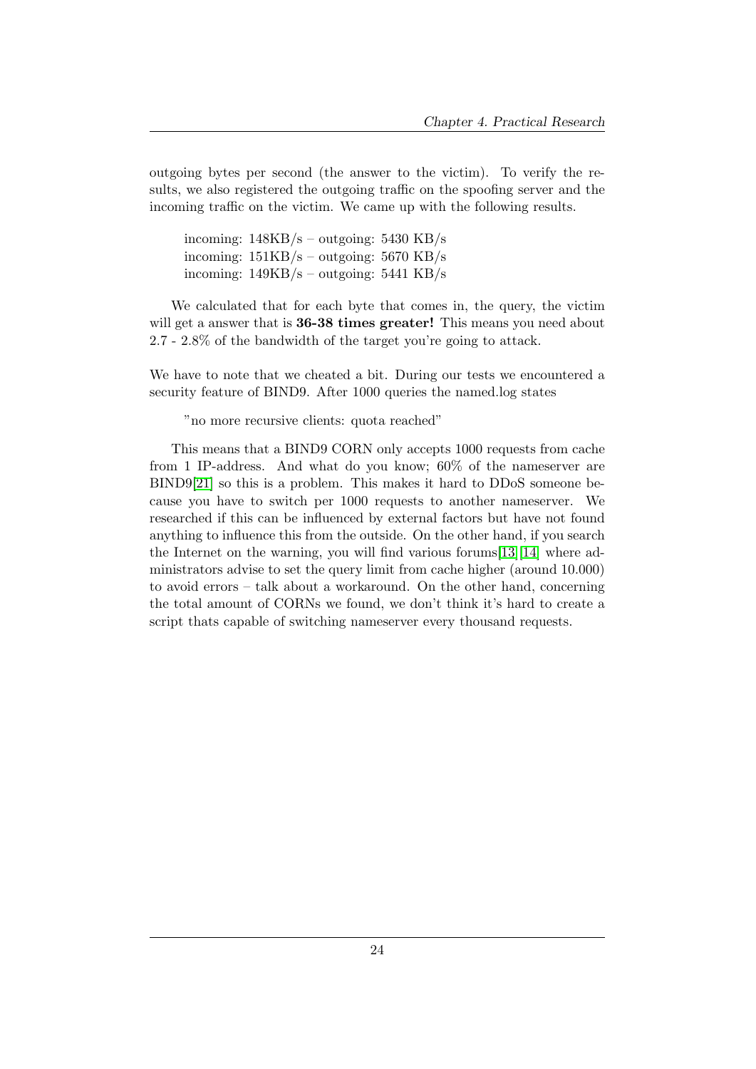outgoing bytes per second (the answer to the victim). To verify the results, we also registered the outgoing traffic on the spoofing server and the incoming traffic on the victim. We came up with the following results.

> incoming: 148KB/s – outgoing: 5430 KB/s
> incoming: 151KB/s – outgoing: 5670 KB/s
> incoming: 149KB/s – outgoing: 5441 KB/s

We calculated that for each byte that comes in, the query, the victim will get a answer that is **36-38 times greater!** This means you need about 2.7 - 2.8% of the bandwidth of the target you're going to attack.

We have to note that we cheated a bit. During our tests we encountered a security feature of BIND9. After 1000 queries the named.log states

> "no more recursive clients: quota reached"

This means that a BIND9 CORN only accepts 1000 requests from cache from 1 IP-address. And what do you know; 60% of the nameserver are BIND9[21] so this is a problem. This makes it hard to DDoS someone because you have to switch per 1000 requests to another nameserver. We researched if this can be influenced by external factors but have not found anything to influence this from the outside. On the other hand, if you search the Internet on the warning, you will find various forums[13][14] where administrators advise to set the query limit from cache higher (around 10.000) to avoid errors – talk about a workaround. On the other hand, concerning the total amount of CORNs we found, we don't think it's hard to create a script thats capable of switching nameserver every thousand requests.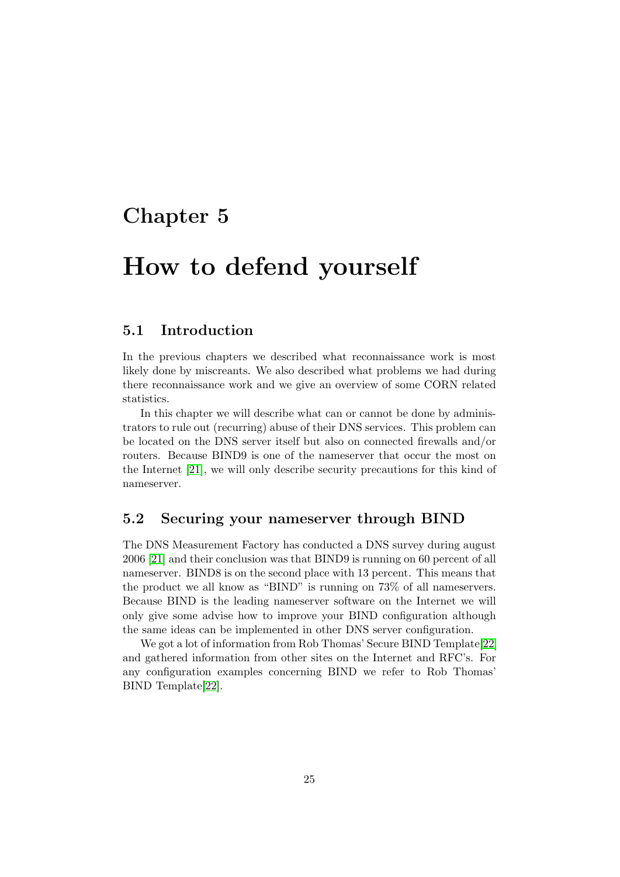# Chapter 5

# How to defend yourself

## 5.1 Introduction

In the previous chapters we described what reconnaissance work is most likely done by miscreants. We also described what problems we had during there reconnaissance work and we give an overview of some CORN related statistics.

In this chapter we will describe what can or cannot be done by administrators to rule out (recurring) abuse of their DNS services. This problem can be located on the DNS server itself but also on connected firewalls and/or routers. Because BIND9 is one of the nameserver that occur the most on the Internet [21], we will only describe security precautions for this kind of nameserver.

## 5.2 Securing your nameserver through BIND

The DNS Measurement Factory has conducted a DNS survey during august 2006 [21] and their conclusion was that BIND9 is running on 60 percent of all nameserver. BIND8 is on the second place with 13 percent. This means that the product we all know as "BIND" is running on 73% of all nameservers. Because BIND is the leading nameserver software on the Internet we will only give some advise how to improve your BIND configuration although the same ideas can be implemented in other DNS server configuration.

We got a lot of information from Rob Thomas' Secure BIND Template[22] and gathered information from other sites on the Internet and RFC's. For any configuration examples concerning BIND we refer to Rob Thomas' BIND Template[22].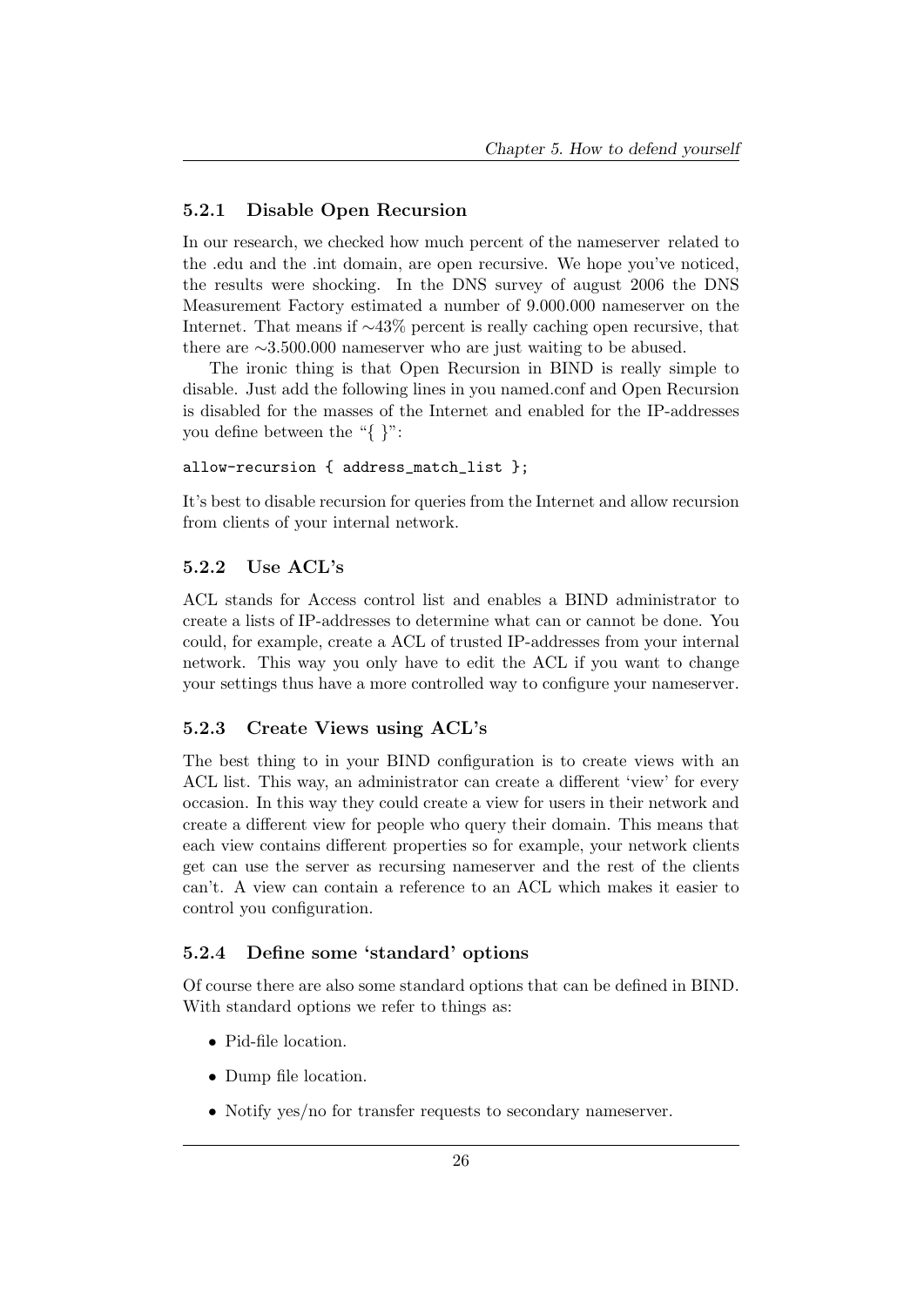### 5.2.1 Disable Open Recursion

In our research, we checked how much percent of the nameserver related to the .edu and the .int domain, are open recursive. We hope you've noticed, the results were shocking. In the DNS survey of august 2006 the DNS Measurement Factory estimated a number of 9.000.000 nameserver on the Internet. That means if ∼43% percent is really caching open recursive, that there are ∼3.500.000 nameserver who are just waiting to be abused.

The ironic thing is that Open Recursion in BIND is really simple to disable. Just add the following lines in you named.conf and Open Recursion is disabled for the masses of the Internet and enabled for the IP-addresses you define between the "{ }":

```
allow-recursion { address_match_list };
```

It's best to disable recursion for queries from the Internet and allow recursion from clients of your internal network.

### 5.2.2 Use ACL's

ACL stands for Access control list and enables a BIND administrator to create a lists of IP-addresses to determine what can or cannot be done. You could, for example, create a ACL of trusted IP-addresses from your internal network. This way you only have to edit the ACL if you want to change your settings thus have a more controlled way to configure your nameserver.

### 5.2.3 Create Views using ACL's

The best thing to in your BIND configuration is to create views with an ACL list. This way, an administrator can create a different 'view' for every occasion. In this way they could create a view for users in their network and create a different view for people who query their domain. This means that each view contains different properties so for example, your network clients get can use the server as recursing nameserver and the rest of the clients can't. A view can contain a reference to an ACL which makes it easier to control you configuration.

### 5.2.4 Define some 'standard' options

Of course there are also some standard options that can be defined in BIND. With standard options we refer to things as:

- Pid-file location.
- Dump file location.
- Notify yes/no for transfer requests to secondary nameserver.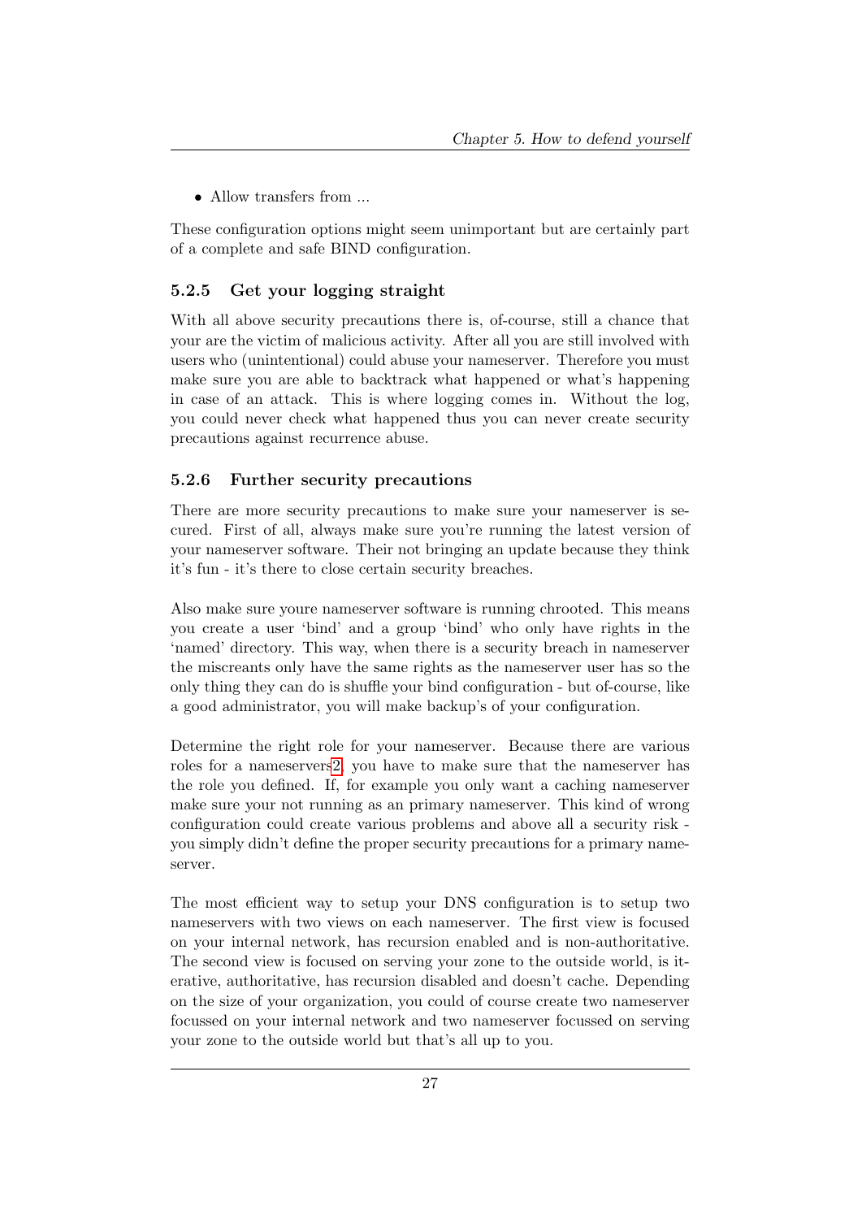- Allow transfers from ...

These configuration options might seem unimportant but are certainly part of a complete and safe BIND configuration.

### 5.2.5 Get your logging straight

With all above security precautions there is, of-course, still a chance that your are the victim of malicious activity. After all you are still involved with users who (unintentional) could abuse your nameserver. Therefore you must make sure you are able to backtrack what happened or what's happening in case of an attack. This is where logging comes in. Without the log, you could never check what happened thus you can never create security precautions against recurrence abuse.

### 5.2.6 Further security precautions

There are more security precautions to make sure your nameserver is secured. First of all, always make sure you're running the latest version of your nameserver software. Their not bringing an update because they think it's fun - it's there to close certain security breaches.

Also make sure youre nameserver software is running chrooted. This means you create a user 'bind' and a group 'bind' who only have rights in the 'named' directory. This way, when there is a security breach in nameserver the miscreants only have the same rights as the nameserver user has so the only thing they can do is shuffle your bind configuration - but of-course, like a good administrator, you will make backup's of your configuration.

Determine the right role for your nameserver. Because there are various roles for a nameservers2, you have to make sure that the nameserver has the role you defined. If, for example you only want a caching nameserver make sure your not running as an primary nameserver. This kind of wrong configuration could create various problems and above all a security risk - you simply didn't define the proper security precautions for a primary nameserver.

The most efficient way to setup your DNS configuration is to setup two nameservers with two views on each nameserver. The first view is focused on your internal network, has recursion enabled and is non-authoritative. The second view is focused on serving your zone to the outside world, is iterative, authoritative, has recursion disabled and doesn't cache. Depending on the size of your organization, you could of course create two nameserver focussed on your internal network and two nameserver focussed on serving your zone to the outside world but that's all up to you.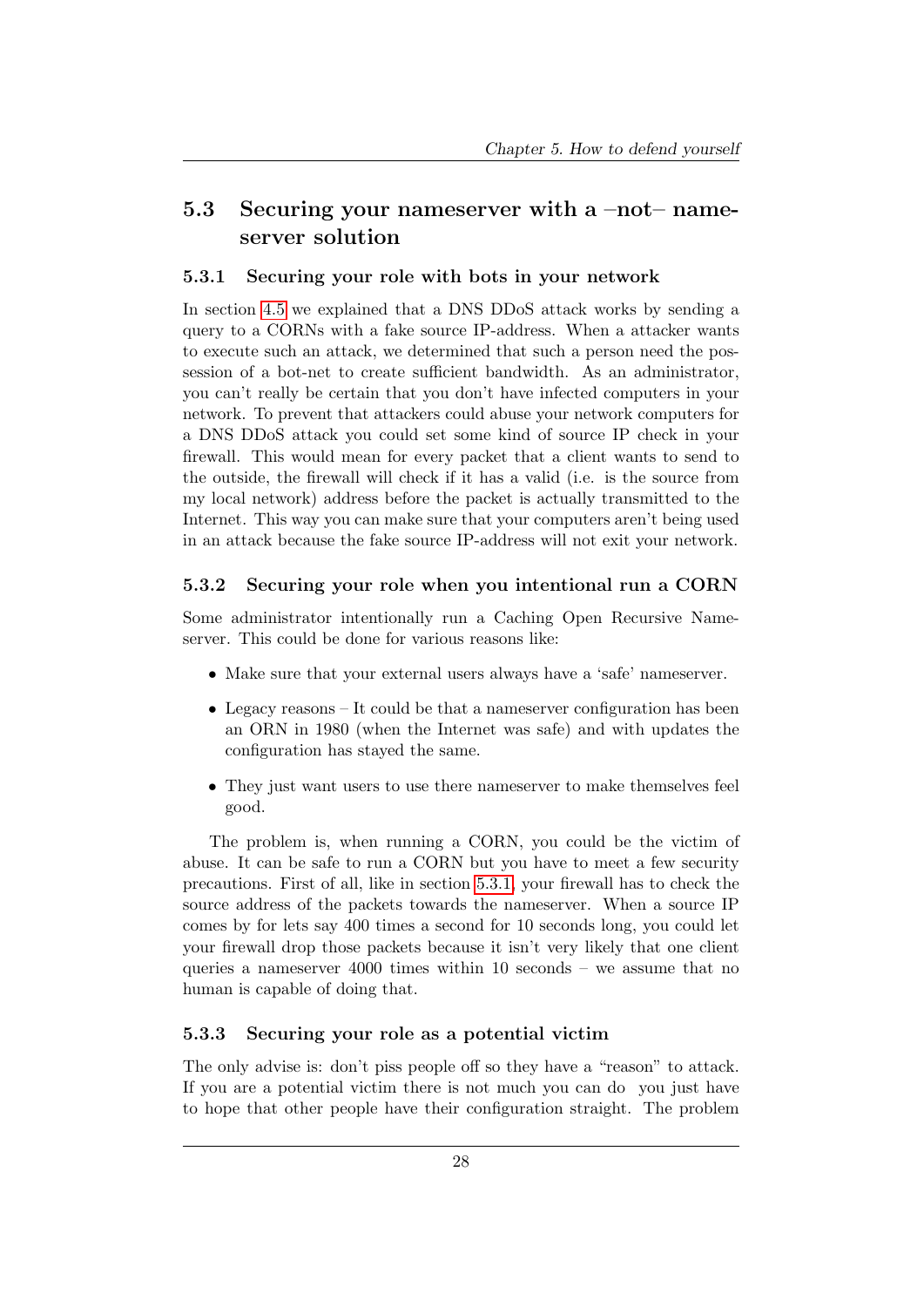## 5.3 Securing your nameserver with a –not– nameserver solution

### 5.3.1 Securing your role with bots in your network

In section 4.5 we explained that a DNS DDoS attack works by sending a query to a CORNs with a fake source IP-address. When a attacker wants to execute such an attack, we determined that such a person need the possession of a bot-net to create sufficient bandwidth. As an administrator, you can't really be certain that you don't have infected computers in your network. To prevent that attackers could abuse your network computers for a DNS DDoS attack you could set some kind of source IP check in your firewall. This would mean for every packet that a client wants to send to the outside, the firewall will check if it has a valid (i.e. is the source from my local network) address before the packet is actually transmitted to the Internet. This way you can make sure that your computers aren't being used in an attack because the fake source IP-address will not exit your network.

### 5.3.2 Securing your role when you intentional run a CORN

Some administrator intentionally run a Caching Open Recursive Nameserver. This could be done for various reasons like:

- Make sure that your external users always have a 'safe' nameserver.
- Legacy reasons – It could be that a nameserver configuration has been an ORN in 1980 (when the Internet was safe) and with updates the configuration has stayed the same.
- They just want users to use there nameserver to make themselves feel good.

The problem is, when running a CORN, you could be the victim of abuse. It can be safe to run a CORN but you have to meet a few security precautions. First of all, like in section 5.3.1, your firewall has to check the source address of the packets towards the nameserver. When a source IP comes by for lets say 400 times a second for 10 seconds long, you could let your firewall drop those packets because it isn't very likely that one client queries a nameserver 4000 times within 10 seconds – we assume that no human is capable of doing that.

### 5.3.3 Securing your role as a potential victim

The only advise is: don't piss people off so they have a "reason" to attack. If you are a potential victim there is not much you can do you just have to hope that other people have their configuration straight. The problem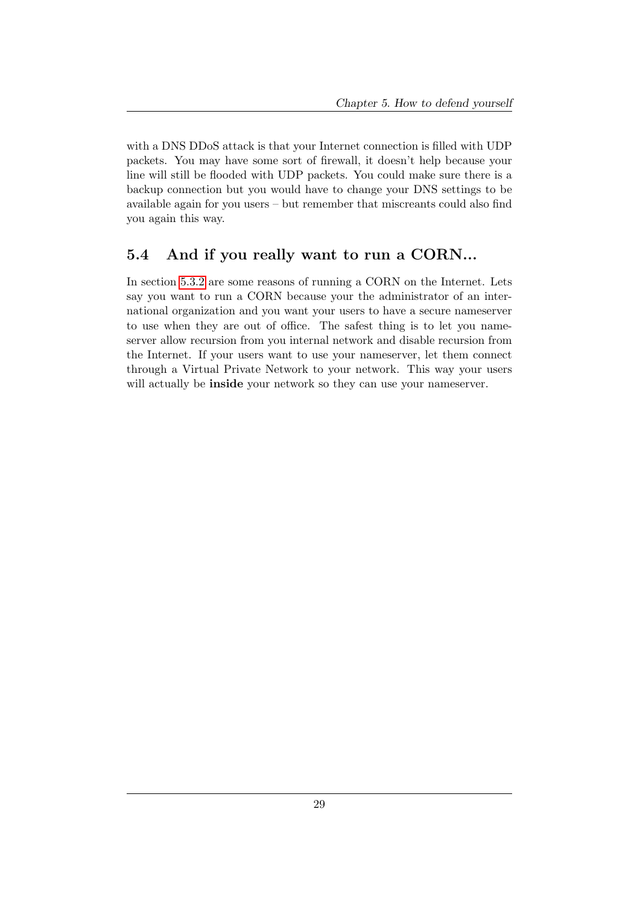with a DNS DDoS attack is that your Internet connection is filled with UDP packets. You may have some sort of firewall, it doesn't help because your line will still be flooded with UDP packets. You could make sure there is a backup connection but you would have to change your DNS settings to be available again for you users – but remember that miscreants could also find you again this way.

## 5.4 And if you really want to run a CORN...

In section 5.3.2 are some reasons of running a CORN on the Internet. Lets say you want to run a CORN because your the administrator of an international organization and you want your users to have a secure nameserver to use when they are out of office. The safest thing is to let you nameserver allow recursion from you internal network and disable recursion from the Internet. If your users want to use your nameserver, let them connect through a Virtual Private Network to your network. This way your users will actually be **inside** your network so they can use your nameserver.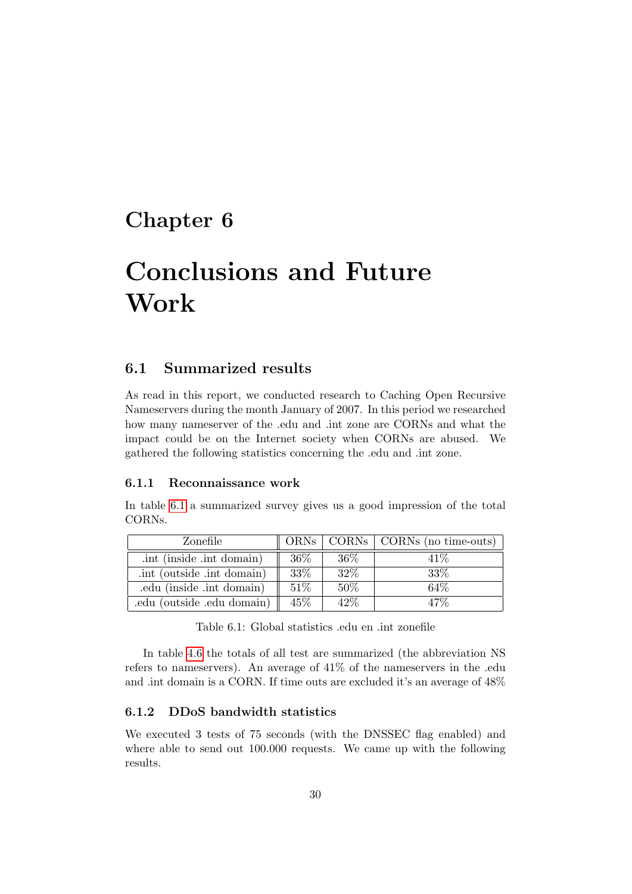# Chapter 6

# Conclusions and Future Work

## 6.1 Summarized results

As read in this report, we conducted research to Caching Open Recursive Nameservers during the month January of 2007. In this period we researched how many nameserver of the .edu and .int zone are CORNs and what the impact could be on the Internet society when CORNs are abused. We gathered the following statistics concerning the .edu and .int zone.

### 6.1.1 Reconnaissance work

In table 6.1 a summarized survey gives us a good impression of the total CORNs.

| Zonefile | ORNs | CORNs | CORNs (no time-outs) |
|---|---|---|---|
| .int (inside .int domain) | 36% | 36% | 41% |
| .int (outside .int domain) | 33% | 32% | 33% |
| .edu (inside .int domain) | 51% | 50% | 64% |
| .edu (outside .edu domain) | 45% | 42% | 47% |

Table 6.1: Global statistics .edu en .int zonefile

In table 4.6 the totals of all test are summarized (the abbreviation NS refers to nameservers). An average of 41% of the nameservers in the .edu and .int domain is a CORN. If time outs are excluded it's an average of 48%

### 6.1.2 DDoS bandwidth statistics

We executed 3 tests of 75 seconds (with the DNSSEC flag enabled) and where able to send out 100.000 requests. We came up with the following results.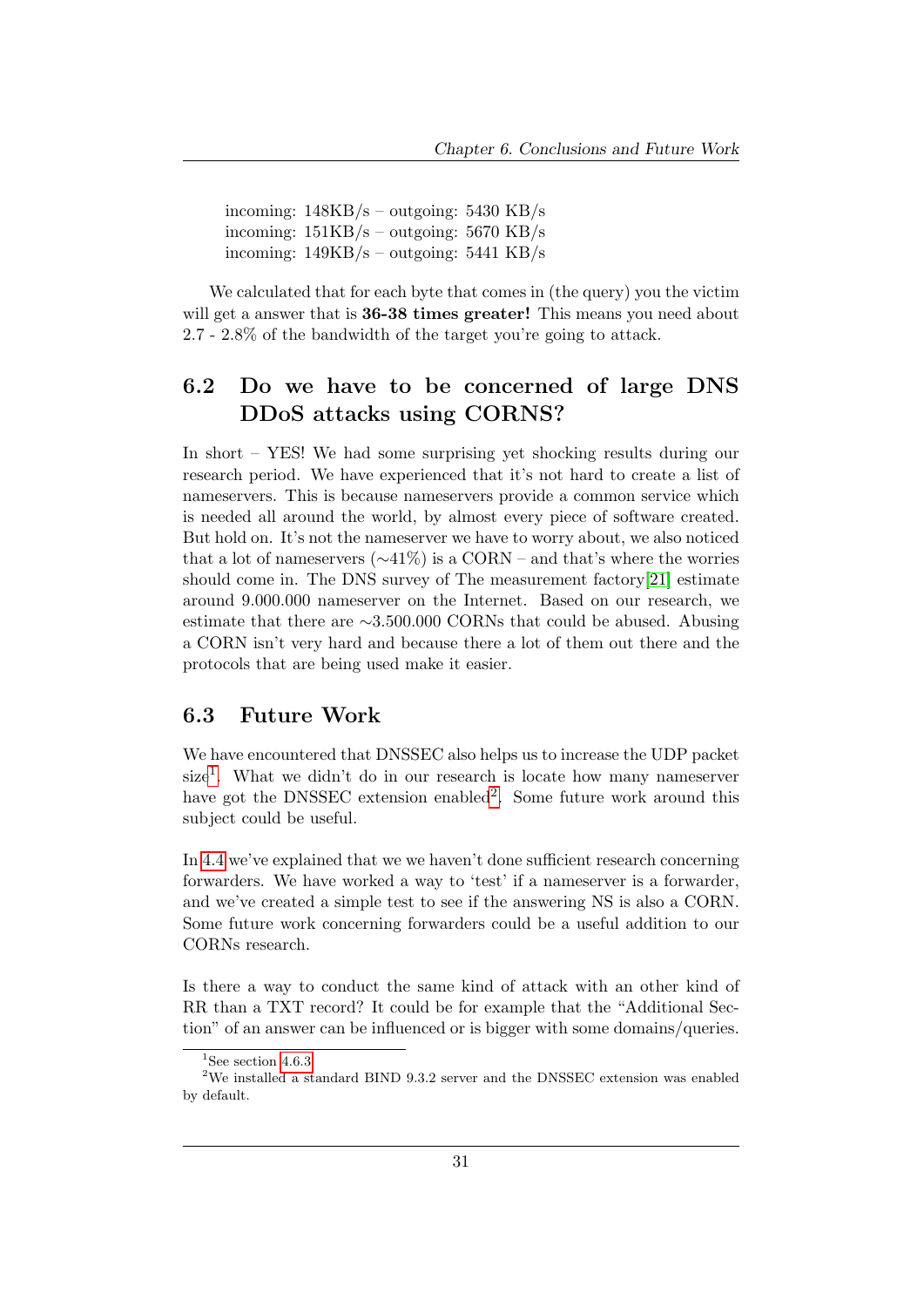incoming: 148KB/s – outgoing: 5430 KB/s
incoming: 151KB/s – outgoing: 5670 KB/s
incoming: 149KB/s – outgoing: 5441 KB/s

We calculated that for each byte that comes in (the query) you the victim will get a answer that is **36-38 times greater!** This means you need about 2.7 - 2.8% of the bandwidth of the target you're going to attack.

## 6.2 Do we have to be concerned of large DNS DDoS attacks using CORNS?

In short – YES! We had some surprising yet shocking results during our research period. We have experienced that it's not hard to create a list of nameservers. This is because nameservers provide a common service which is needed all around the world, by almost every piece of software created. But hold on. It's not the nameserver we have to worry about, we also noticed that a lot of nameservers (∼41%) is a CORN – and that's where the worries should come in. The DNS survey of The measurement factory[21] estimate around 9.000.000 nameserver on the Internet. Based on our research, we estimate that there are ∼3.500.000 CORNs that could be abused. Abusing a CORN isn't very hard and because there a lot of them out there and the protocols that are being used make it easier.

## 6.3 Future Work

We have encountered that DNSSEC also helps us to increase the UDP packet size[1]. What we didn't do in our research is locate how many nameserver have got the DNSSEC extension enabled[2]. Some future work around this subject could be useful.

In 4.4 we've explained that we we haven't done sufficient research concerning forwarders. We have worked a way to 'test' if a nameserver is a forwarder, and we've created a simple test to see if the answering NS is also a CORN. Some future work concerning forwarders could be a useful addition to our CORNs research.

Is there a way to conduct the same kind of attack with an other kind of RR than a TXT record? It could be for example that the "Additional Section" of an answer can be influenced or is bigger with some domains/queries.

[1] See section 4.6.3

[2] We installed a standard BIND 9.3.2 server and the DNSSEC extension was enabled by default.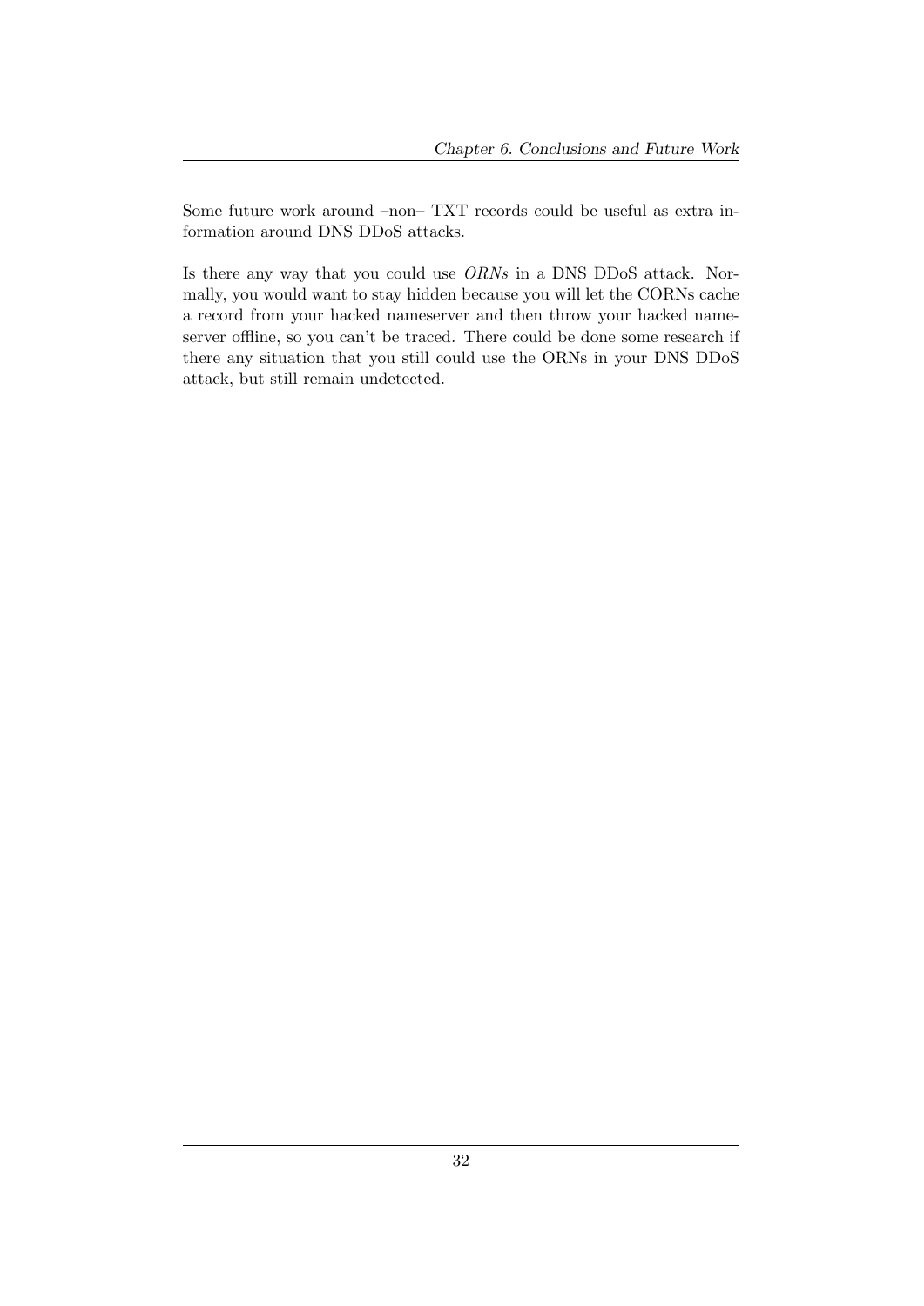Some future work around –non– TXT records could be useful as extra information around DNS DDoS attacks.

Is there any way that you could use *ORNs* in a DNS DDoS attack. Normally, you would want to stay hidden because you will let the CORNs cache a record from your hacked nameserver and then throw your hacked nameserver offline, so you can't be traced. There could be done some research if there any situation that you still could use the ORNs in your DNS DDoS attack, but still remain undetected.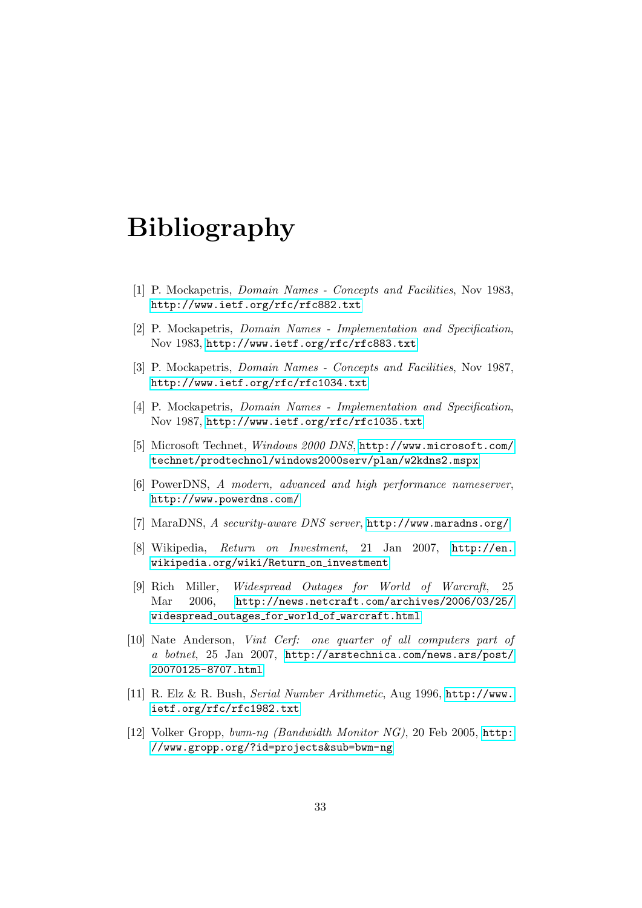# Bibliography

[1] P. Mockapetris, *Domain Names - Concepts and Facilities*, Nov 1983, http://www.ietf.org/rfc/rfc882.txt

[2] P. Mockapetris, *Domain Names - Implementation and Specification*, Nov 1983, http://www.ietf.org/rfc/rfc883.txt

[3] P. Mockapetris, *Domain Names - Concepts and Facilities*, Nov 1987, http://www.ietf.org/rfc/rfc1034.txt

[4] P. Mockapetris, *Domain Names - Implementation and Specification*, Nov 1987, http://www.ietf.org/rfc/rfc1035.txt

[5] Microsoft Technet, *Windows 2000 DNS*, http://www.microsoft.com/technet/prodtechnol/windows2000serv/plan/w2kdns2.mspx

[6] PowerDNS, *A modern, advanced and high performance nameserver*, http://www.powerdns.com/

[7] MaraDNS, *A security-aware DNS server*, http://www.maradns.org/

[8] Wikipedia, *Return on Investment*, 21 Jan 2007, http://en.wikipedia.org/wiki/Return_on_investment

[9] Rich Miller, *Widespread Outages for World of Warcraft*, 25 Mar 2006, http://news.netcraft.com/archives/2006/03/25/widespread_outages_for_world_of_warcraft.html

[10] Nate Anderson, *Vint Cerf: one quarter of all computers part of a botnet*, 25 Jan 2007, http://arstechnica.com/news.ars/post/20070125-8707.html

[11] R. Elz & R. Bush, *Serial Number Arithmetic*, Aug 1996, http://www.ietf.org/rfc/rfc1982.txt

[12] Volker Gropp, *bwm-ng (Bandwidth Monitor NG)*, 20 Feb 2005, http://www.gropp.org/?id=projects&sub=bwm-ng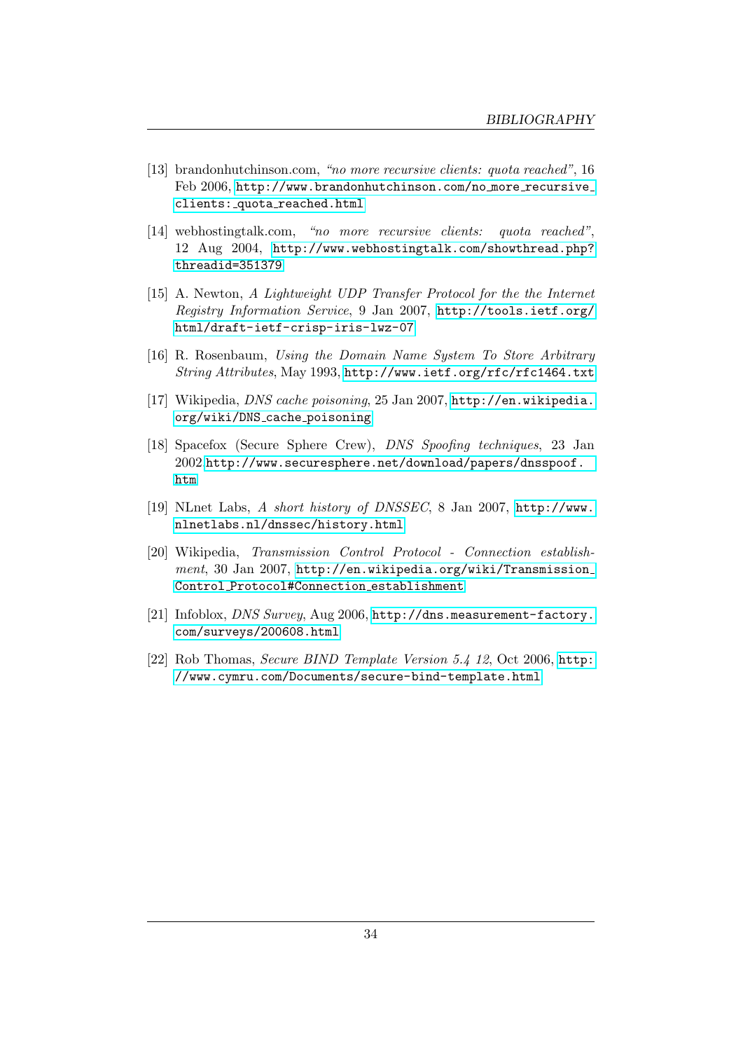[13] brandonhutchinson.com, *"no more recursive clients: quota reached"*, 16 Feb 2006, http://www.brandonhutchinson.com/no_more_recursive_clients:_quota_reached.html

[14] webhostingtalk.com, *"no more recursive clients: quota reached"*, 12 Aug 2004, http://www.webhostingtalk.com/showthread.php?threadid=351379

[15] A. Newton, *A Lightweight UDP Transfer Protocol for the the Internet Registry Information Service*, 9 Jan 2007, http://tools.ietf.org/html/draft-ietf-crisp-iris-lwz-07

[16] R. Rosenbaum, *Using the Domain Name System To Store Arbitrary String Attributes*, May 1993, http://www.ietf.org/rfc/rfc1464.txt

[17] Wikipedia, *DNS cache poisoning*, 25 Jan 2007, http://en.wikipedia.org/wiki/DNS_cache_poisoning

[18] Spacefox (Secure Sphere Crew), *DNS Spoofing techniques*, 23 Jan 2002 http://www.securesphere.net/download/papers/dnsspoof.htm

[19] NLnet Labs, *A short history of DNSSEC*, 8 Jan 2007, http://www.nlnetlabs.nl/dnssec/history.html

[20] Wikipedia, *Transmission Control Protocol - Connection establishment*, 30 Jan 2007, http://en.wikipedia.org/wiki/Transmission_Control_Protocol#Connection_establishment

[21] Infoblox, *DNS Survey*, Aug 2006, http://dns.measurement-factory.com/surveys/200608.html

[22] Rob Thomas, *Secure BIND Template Version 5.4 12*, Oct 2006, http://www.cymru.com/Documents/secure-bind-template.html